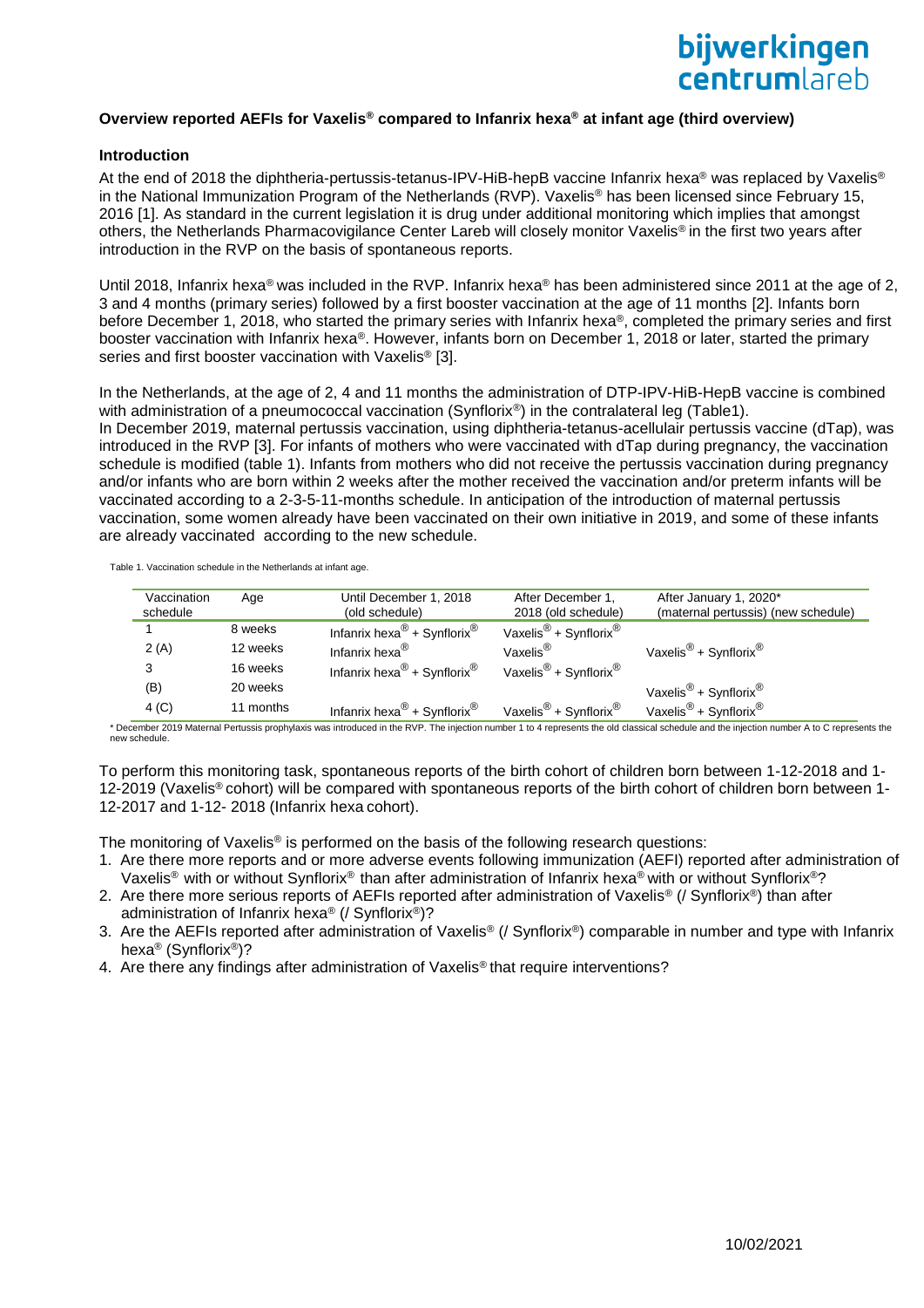## Overview reported AEFIs for Vaxelis® compared to Infanrix hexa® at infant age (third overview)

### Introduction

At the end of 2018 the diphtheria-pertussis-tetanus-IPV-HiB-hepB vaccine Infanrix hexa® was replaced by Vaxelis® in the National Immunization Program of the Netherlands (RVP). Vaxelis® has been licensed since February 15, 2016 [1]. As standard in the current legislation it is drug under additional monitoring which implies that amongst others, the Netherlands Pharmacovigilance Center Lareb will closely monitor Vaxelis® in the first two years after introduction in the RVP on the basis of spontaneous reports.

Until 2018, Infanrix hexa® was included in the RVP. Infanrix hexa® has been administered since 2011 at the age of 2, 3 and 4 months (primary series) followed by a first booster vaccination at the age of 11 months [2]. Infants born before December 1, 2018, who started the primary series with Infanrix hexa®, completed the primary series and first booster vaccination with Infanrix hexa®. However, infants born on December 1, 2018 or later, started the primary series and first booster vaccination with Vaxelis® [3].

In the Netherlands, at the age of 2, 4 and 11 months the administration of DTP-IPV-HiB-HepB vaccine is combined with administration of a pneumococcal vaccination (Synflorix®) in the contralateral leg (Table1).
In December 2019, maternal pertussis vaccination, using diphtheria-tetanus-acellulair pertussis vaccine (dTap), was introduced in the RVP [3]. For infants of mothers who were vaccinated with dTap during pregnancy, the vaccination schedule is modified (table 1). Infants from mothers who did not receive the pertussis vaccination during pregnancy and/or infants who are born within 2 weeks after the mother received the vaccination and/or preterm infants will be vaccinated according to a 2-3-5-11-months schedule. In anticipation of the introduction of maternal pertussis vaccination, some women already have been vaccinated on their own initiative in 2019, and some of these infants are already vaccinated according to the new schedule.

Table 1. Vaccination schedule in the Netherlands at infant age.

| Vaccination schedule | Age | Until December 1, 2018 (old schedule) | After December 1, 2018 (old schedule) | After January 1, 2020* (maternal pertussis) (new schedule) |
|---|---|---|---|---|
| 1 | 8 weeks | Infanrix hexa® + Synflorix® | Vaxelis® + Synflorix® | |
| 2 (A) | 12 weeks | Infanrix hexa® | Vaxelis® | Vaxelis® + Synflorix® |
| 3 | 16 weeks | Infanrix hexa® + Synflorix® | Vaxelis® + Synflorix® | |
| (B) | 20 weeks | | | Vaxelis® + Synflorix® |
| 4 (C) | 11 months | Infanrix hexa® + Synflorix® | Vaxelis® + Synflorix® | Vaxelis® + Synflorix® |

\* December 2019 Maternal Pertussis prophylaxis was introduced in the RVP. The injection number 1 to 4 represents the old classical schedule and the injection number A to C represents the new schedule.

To perform this monitoring task, spontaneous reports of the birth cohort of children born between 1-12-2018 and 1-12-2019 (Vaxelis® cohort) will be compared with spontaneous reports of the birth cohort of children born between 1-12-2017 and 1-12- 2018 (Infanrix hexa cohort).

The monitoring of Vaxelis® is performed on the basis of the following research questions:

1. Are there more reports and or more adverse events following immunization (AEFI) reported after administration of Vaxelis® with or without Synflorix® than after administration of Infanrix hexa® with or without Synflorix®?
2. Are there more serious reports of AEFIs reported after administration of Vaxelis® (/ Synflorix®) than after administration of Infanrix hexa® (/ Synflorix®)?
3. Are the AEFIs reported after administration of Vaxelis® (/ Synflorix®) comparable in number and type with Infanrix hexa® (Synflorix®)?
4. Are there any findings after administration of Vaxelis® that require interventions?

10/02/2021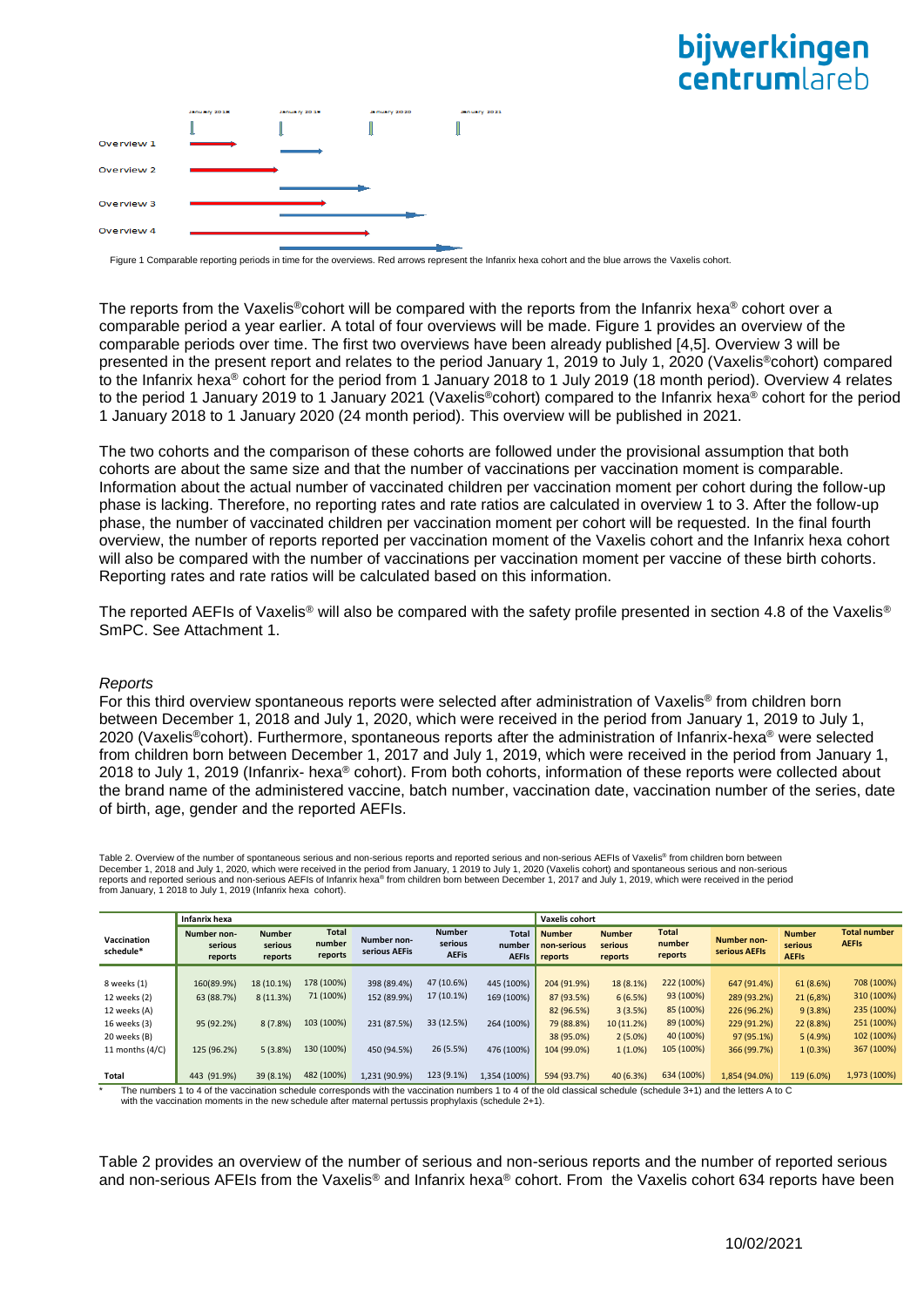Figure 1 Comparable reporting periods in time for the overviews. Red arrows represent the Infanrix hexa cohort and the blue arrows the Vaxelis cohort.

The reports from the Vaxelis®cohort will be compared with the reports from the Infanrix hexa® cohort over a comparable period a year earlier. A total of four overviews will be made. Figure 1 provides an overview of the comparable periods over time. The first two overviews have been already published [4,5]. Overview 3 will be presented in the present report and relates to the period January 1, 2019 to July 1, 2020 (Vaxelis®cohort) compared to the Infanrix hexa® cohort for the period from 1 January 2018 to 1 July 2019 (18 month period). Overview 4 relates to the period 1 January 2019 to 1 January 2021 (Vaxelis®cohort) compared to the Infanrix hexa® cohort for the period 1 January 2018 to 1 January 2020 (24 month period). This overview will be published in 2021.

The two cohorts and the comparison of these cohorts are followed under the provisional assumption that both cohorts are about the same size and that the number of vaccinations per vaccination moment is comparable. Information about the actual number of vaccinated children per vaccination moment per cohort during the follow-up phase is lacking. Therefore, no reporting rates and rate ratios are calculated in overview 1 to 3. After the follow-up phase, the number of vaccinated children per vaccination moment per cohort will be requested. In the final fourth overview, the number of reports reported per vaccination moment of the Vaxelis cohort and the Infanrix hexa cohort will also be compared with the number of vaccinations per vaccination moment per vaccine of these birth cohorts. Reporting rates and rate ratios will be calculated based on this information.

The reported AEFIs of Vaxelis® will also be compared with the safety profile presented in section 4.8 of the Vaxelis® SmPC. See Attachment 1.

*Reports*

For this third overview spontaneous reports were selected after administration of Vaxelis® from children born between December 1, 2018 and July 1, 2020, which were received in the period from January 1, 2019 to July 1, 2020 (Vaxelis®cohort). Furthermore, spontaneous reports after the administration of Infanrix-hexa® were selected from children born between December 1, 2017 and July 1, 2019, which were received in the period from January 1, 2018 to July 1, 2019 (Infanrix- hexa® cohort). From both cohorts, information of these reports were collected about the brand name of the administered vaccine, batch number, vaccination date, vaccination number of the series, date of birth, age, gender and the reported AEFIs.

Table 2. Overview of the number of spontaneous serious and non-serious reports and reported serious and non-serious AEFIs of Vaxelis® from children born between December 1, 2018 and July 1, 2020, which were received in the period from January, 1 2019 to July 1, 2020 (Vaxelis cohort) and spontaneous serious and non-serious reports and reported serious and non-serious AEFIs of Infanrix hexa® from children born between December 1, 2017 and July 1, 2019, which were received in the period from January, 1 2018 to July 1, 2019 (Infanrix hexa cohort).

| Vaccination schedule* | Infanrix hexa | | | | | | Vaxelis cohort | | | | | |
|---|---|---|---|---|---|---|---|---|---|---|---|---|
| | Number non-serious reports | Number serious reports | Total number reports | Number non-serious AEFIs | Number serious AEFIs | Total number AEFIs | Number non-serious reports | Number serious reports | Total number reports | Number non-serious AEFIs | Number serious AEFIs | Total number AEFIs |
| 8 weeks (1) | 160(89.9%) | 18 (10.1%) | 178 (100%) | 398 (89.4%) | 47 (10.6%) | 445 (100%) | 204 (91.9%) | 18 (8.1%) | 222 (100%) | 647 (91.4%) | 61 (8.6%) | 708 (100%) |
| 12 weeks (2) | 63 (88.7%) | 8 (11.3%) | 71 (100%) | 152 (89.9%) | 17 (10.1%) | 169 (100%) | 87 (93.5%) | 6 (6.5%) | 93 (100%) | 289 (93.2%) | 21 (6,8%) | 310 (100%) |
| 12 weeks (A) | | | | | | | 82 (96.5%) | 3 (3.5%) | 85 (100%) | 226 (96.2%) | 9 (3.8%) | 235 (100%) |
| 16 weeks (3) | 95 (92.2%) | 8 (7.8%) | 103 (100%) | 231 (87.5%) | 33 (12.5%) | 264 (100%) | 79 (88.8%) | 10 (11.2%) | 89 (100%) | 229 (91.2%) | 22 (8.8%) | 251 (100%) |
| 20 weeks (B) | | | | | | | 38 (95.0%) | 2 (5.0%) | 40 (100%) | 97 (95.1%) | 5 (4.9%) | 102 (100%) |
| 11 months (4/C) | 125 (96.2%) | 5 (3.8%) | 130 (100%) | 450 (94.5%) | 26 (5.5%) | 476 (100%) | 104 (99.0%) | 1 (1.0%) | 105 (100%) | 366 (99.7%) | 1 (0.3%) | 367 (100%) |
| Total | 443 (91.9%) | 39 (8.1%) | 482 (100%) | 1,231 (90.9%) | 123 (9.1%) | 1,354 (100%) | 594 (93.7%) | 40 (6.3%) | 634 (100%) | 1,854 (94.0%) | 119 (6.0%) | 1,973 (100%) |

\* The numbers 1 to 4 of the vaccination schedule corresponds with the vaccination numbers 1 to 4 of the old classical schedule (schedule 3+1) and the letters A to C with the vaccination moments in the new schedule after maternal pertussis prophylaxis (schedule 2+1).

Table 2 provides an overview of the number of serious and non-serious reports and the number of reported serious and non-serious AFEIs from the Vaxelis® and Infanrix hexa® cohort. From the Vaxelis cohort 634 reports have been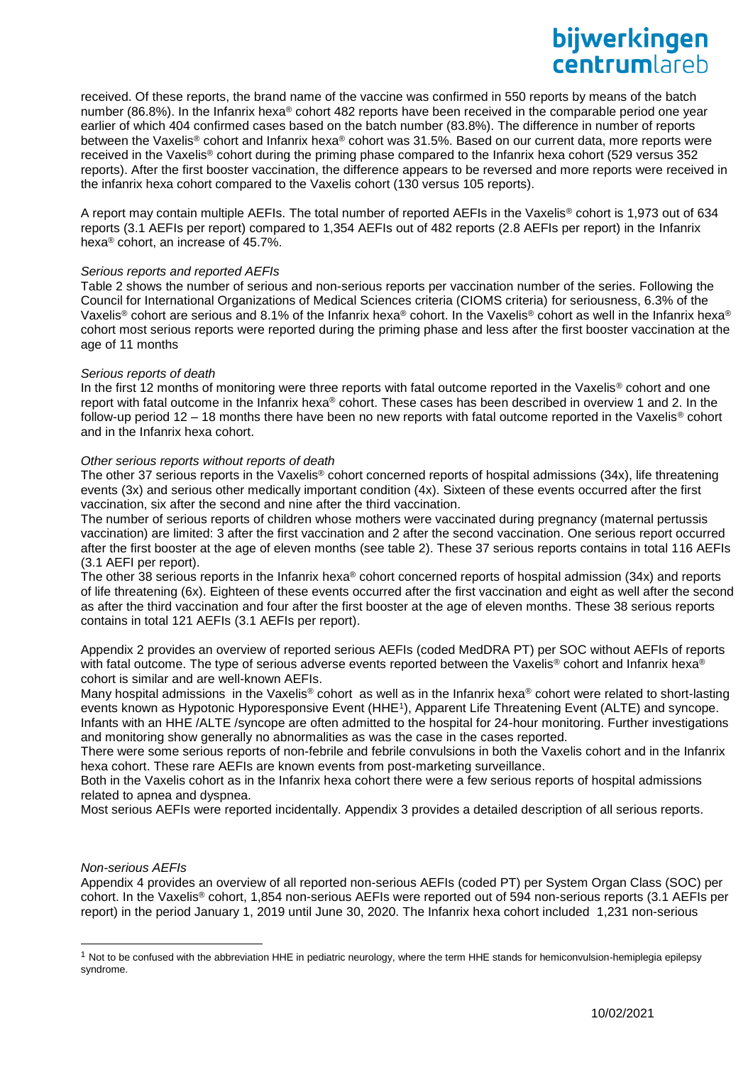received. Of these reports, the brand name of the vaccine was confirmed in 550 reports by means of the batch number (86.8%). In the Infanrix hexa® cohort 482 reports have been received in the comparable period one year earlier of which 404 confirmed cases based on the batch number (83.8%). The difference in number of reports between the Vaxelis® cohort and Infanrix hexa® cohort was 31.5%. Based on our current data, more reports were received in the Vaxelis® cohort during the priming phase compared to the Infanrix hexa cohort (529 versus 352 reports). After the first booster vaccination, the difference appears to be reversed and more reports were received in the infanrix hexa cohort compared to the Vaxelis cohort (130 versus 105 reports).

A report may contain multiple AEFIs. The total number of reported AEFIs in the Vaxelis® cohort is 1,973 out of 634 reports (3.1 AEFIs per report) compared to 1,354 AEFIs out of 482 reports (2.8 AEFIs per report) in the Infanrix hexa® cohort, an increase of 45.7%.

*Serious reports and reported AEFIs*

Table 2 shows the number of serious and non-serious reports per vaccination number of the series. Following the Council for International Organizations of Medical Sciences criteria (CIOMS criteria) for seriousness, 6.3% of the Vaxelis® cohort are serious and 8.1% of the Infanrix hexa® cohort. In the Vaxelis® cohort as well in the Infanrix hexa® cohort most serious reports were reported during the priming phase and less after the first booster vaccination at the age of 11 months

*Serious reports of death*

In the first 12 months of monitoring were three reports with fatal outcome reported in the Vaxelis® cohort and one report with fatal outcome in the Infanrix hexa® cohort. These cases has been described in overview 1 and 2. In the follow-up period 12 – 18 months there have been no new reports with fatal outcome reported in the Vaxelis® cohort and in the Infanrix hexa cohort.

*Other serious reports without reports of death*

The other 37 serious reports in the Vaxelis® cohort concerned reports of hospital admissions (34x), life threatening events (3x) and serious other medically important condition (4x). Sixteen of these events occurred after the first vaccination, six after the second and nine after the third vaccination.
The number of serious reports of children whose mothers were vaccinated during pregnancy (maternal pertussis vaccination) are limited: 3 after the first vaccination and 2 after the second vaccination. One serious report occurred after the first booster at the age of eleven months (see table 2). These 37 serious reports contains in total 116 AEFIs (3.1 AEFI per report).
The other 38 serious reports in the Infanrix hexa® cohort concerned reports of hospital admission (34x) and reports of life threatening (6x). Eighteen of these events occurred after the first vaccination and eight as well after the second as after the third vaccination and four after the first booster at the age of eleven months. These 38 serious reports contains in total 121 AEFIs (3.1 AEFIs per report).

Appendix 2 provides an overview of reported serious AEFIs (coded MedDRA PT) per SOC without AEFIs of reports with fatal outcome. The type of serious adverse events reported between the Vaxelis® cohort and Infanrix hexa® cohort is similar and are well-known AEFIs.
Many hospital admissions in the Vaxelis® cohort as well as in the Infanrix hexa® cohort were related to short-lasting events known as Hypotonic Hyporesponsive Event (HHE[1]), Apparent Life Threatening Event (ALTE) and syncope. Infants with an HHE /ALTE /syncope are often admitted to the hospital for 24-hour monitoring. Further investigations and monitoring show generally no abnormalities as was the case in the cases reported.
There were some serious reports of non-febrile and febrile convulsions in both the Vaxelis cohort and in the Infanrix hexa cohort. These rare AEFIs are known events from post-marketing surveillance.
Both in the Vaxelis cohort as in the Infanrix hexa cohort there were a few serious reports of hospital admissions related to apnea and dyspnea.
Most serious AEFIs were reported incidentally. Appendix 3 provides a detailed description of all serious reports.

*Non-serious AEFIs*

Appendix 4 provides an overview of all reported non-serious AEFIs (coded PT) per System Organ Class (SOC) per cohort. In the Vaxelis® cohort, 1,854 non-serious AEFIs were reported out of 594 non-serious reports (3.1 AEFIs per report) in the period January 1, 2019 until June 30, 2020. The Infanrix hexa cohort included 1,231 non-serious

[1] Not to be confused with the abbreviation HHE in pediatric neurology, where the term HHE stands for hemiconvulsion-hemiplegia epilepsy syndrome.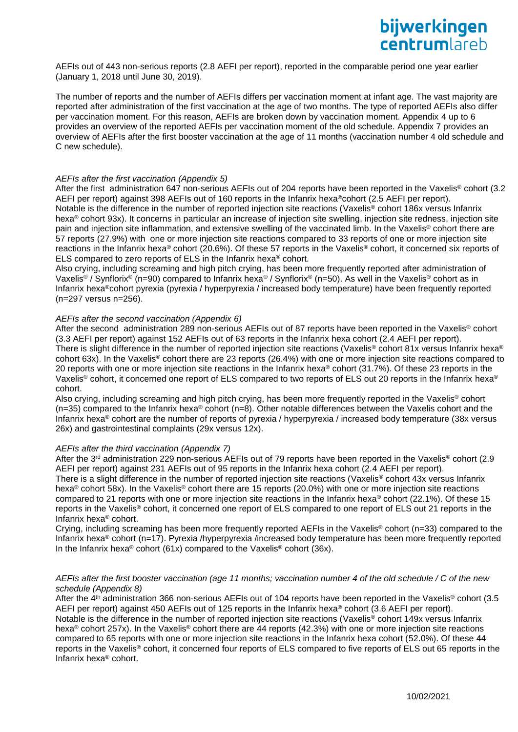AEFIs out of 443 non-serious reports (2.8 AEFI per report), reported in the comparable period one year earlier (January 1, 2018 until June 30, 2019).

The number of reports and the number of AEFIs differs per vaccination moment at infant age. The vast majority are reported after administration of the first vaccination at the age of two months. The type of reported AEFIs also differ per vaccination moment. For this reason, AEFIs are broken down by vaccination moment. Appendix 4 up to 6 provides an overview of the reported AEFIs per vaccination moment of the old schedule. Appendix 7 provides an overview of AEFIs after the first booster vaccination at the age of 11 months (vaccination number 4 old schedule and C new schedule).

*AEFIs after the first vaccination (Appendix 5)*

After the first administration 647 non-serious AEFIs out of 204 reports have been reported in the Vaxelis® cohort (3.2 AEFI per report) against 398 AEFIs out of 160 reports in the Infanrix hexa® cohort (2.5 AEFI per report). Notable is the difference in the number of reported injection site reactions (Vaxelis® cohort 186x versus Infanrix hexa® cohort 93x). It concerns in particular an increase of injection site swelling, injection site redness, injection site pain and injection site inflammation, and extensive swelling of the vaccinated limb. In the Vaxelis® cohort there are 57 reports (27.9%) with one or more injection site reactions compared to 33 reports of one or more injection site reactions in the Infanrix hexa® cohort (20.6%). Of these 57 reports in the Vaxelis® cohort, it concerned six reports of ELS compared to zero reports of ELS in the Infanrix hexa® cohort.

Also crying, including screaming and high pitch crying, has been more frequently reported after administration of Vaxelis® / Synflorix® (n=90) compared to Infanrix hexa® / Synflorix® (n=50). As well in the Vaxelis® cohort as in Infanrix hexa® cohort pyrexia (pyrexia / hyperpyrexia / increased body temperature) have been frequently reported (n=297 versus n=256).

*AEFIs after the second vaccination (Appendix 6)*

After the second administration 289 non-serious AEFIs out of 87 reports have been reported in the Vaxelis® cohort (3.3 AEFI per report) against 152 AEFIs out of 63 reports in the Infanrix hexa cohort (2.4 AEFI per report). There is slight difference in the number of reported injection site reactions (Vaxelis® cohort 81x versus Infanrix hexa® cohort 63x). In the Vaxelis® cohort there are 23 reports (26.4%) with one or more injection site reactions compared to 20 reports with one or more injection site reactions in the Infanrix hexa® cohort (31.7%). Of these 23 reports in the Vaxelis® cohort, it concerned one report of ELS compared to two reports of ELS out 20 reports in the Infanrix hexa® cohort.

Also crying, including screaming and high pitch crying, has been more frequently reported in the Vaxelis® cohort (n=35) compared to the Infanrix hexa® cohort (n=8). Other notable differences between the Vaxelis cohort and the Infanrix hexa® cohort are the number of reports of pyrexia / hyperpyrexia / increased body temperature (38x versus 26x) and gastrointestinal complaints (29x versus 12x).

*AEFIs after the third vaccination (Appendix 7)*

After the 3rd administration 229 non-serious AEFIs out of 79 reports have been reported in the Vaxelis® cohort (2.9 AEFI per report) against 231 AEFIs out of 95 reports in the Infanrix hexa cohort (2.4 AEFI per report). There is a slight difference in the number of reported injection site reactions (Vaxelis® cohort 43x versus Infanrix hexa® cohort 58x). In the Vaxelis® cohort there are 15 reports (20.0%) with one or more injection site reactions compared to 21 reports with one or more injection site reactions in the Infanrix hexa® cohort (22.1%). Of these 15 reports in the Vaxelis® cohort, it concerned one report of ELS compared to one report of ELS out 21 reports in the Infanrix hexa® cohort.

Crying, including screaming has been more frequently reported AEFIs in the Vaxelis® cohort (n=33) compared to the Infanrix hexa® cohort (n=17). Pyrexia /hyperpyrexia /increased body temperature has been more frequently reported In the Infanrix hexa® cohort (61x) compared to the Vaxelis® cohort (36x).

*AEFIs after the first booster vaccination (age 11 months; vaccination number 4 of the old schedule / C of the new schedule (Appendix 8)*

After the 4th administration 366 non-serious AEFIs out of 104 reports have been reported in the Vaxelis® cohort (3.5 AEFI per report) against 450 AEFIs out of 125 reports in the Infanrix hexa® cohort (3.6 AEFI per report). Notable is the difference in the number of reported injection site reactions (Vaxelis® cohort 149x versus Infanrix hexa® cohort 257x). In the Vaxelis® cohort there are 44 reports (42.3%) with one or more injection site reactions compared to 65 reports with one or more injection site reactions in the Infanrix hexa cohort (52.0%). Of these 44 reports in the Vaxelis® cohort, it concerned four reports of ELS compared to five reports of ELS out 65 reports in the Infanrix hexa® cohort.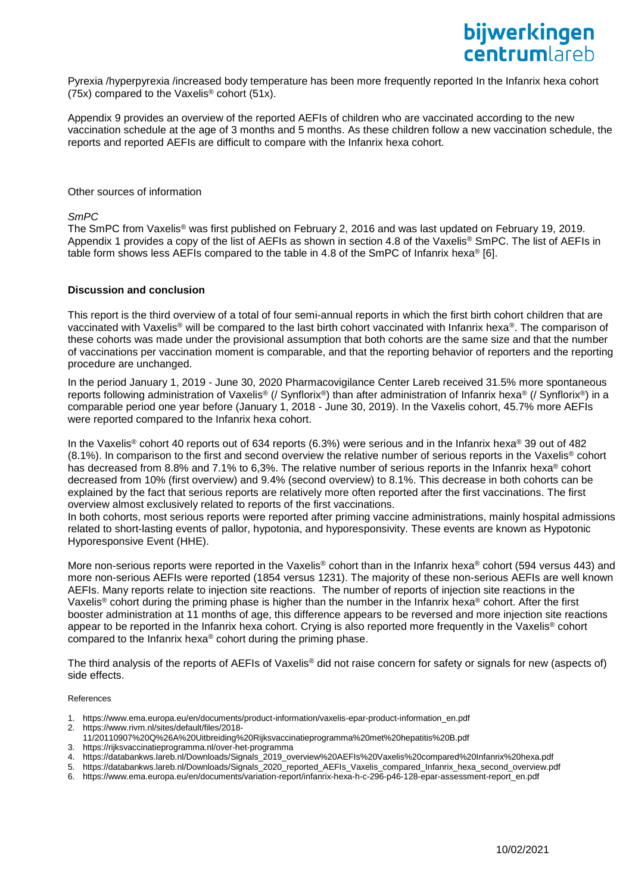Pyrexia /hyperpyrexia /increased body temperature has been more frequently reported In the Infanrix hexa cohort (75x) compared to the Vaxelis® cohort (51x).

Appendix 9 provides an overview of the reported AEFIs of children who are vaccinated according to the new vaccination schedule at the age of 3 months and 5 months. As these children follow a new vaccination schedule, the reports and reported AEFIs are difficult to compare with the Infanrix hexa cohort.

Other sources of information

*SmPC*

The SmPC from Vaxelis® was first published on February 2, 2016 and was last updated on February 19, 2019. Appendix 1 provides a copy of the list of AEFIs as shown in section 4.8 of the Vaxelis® SmPC. The list of AEFIs in table form shows less AEFIs compared to the table in 4.8 of the SmPC of Infanrix hexa® [6].

**Discussion and conclusion**

This report is the third overview of a total of four semi-annual reports in which the first birth cohort children that are vaccinated with Vaxelis® will be compared to the last birth cohort vaccinated with Infanrix hexa®. The comparison of these cohorts was made under the provisional assumption that both cohorts are the same size and that the number of vaccinations per vaccination moment is comparable, and that the reporting behavior of reporters and the reporting procedure are unchanged.

In the period January 1, 2019 - June 30, 2020 Pharmacovigilance Center Lareb received 31.5% more spontaneous reports following administration of Vaxelis® (/ Synflorix®) than after administration of Infanrix hexa® (/ Synflorix®) in a comparable period one year before (January 1, 2018 - June 30, 2019). In the Vaxelis cohort, 45.7% more AEFIs were reported compared to the Infanrix hexa cohort.

In the Vaxelis® cohort 40 reports out of 634 reports (6.3%) were serious and in the Infanrix hexa® 39 out of 482 (8.1%). In comparison to the first and second overview the relative number of serious reports in the Vaxelis® cohort has decreased from 8.8% and 7.1% to 6,3%. The relative number of serious reports in the Infanrix hexa® cohort decreased from 10% (first overview) and 9.4% (second overview) to 8.1%. This decrease in both cohorts can be explained by the fact that serious reports are relatively more often reported after the first vaccinations. The first overview almost exclusively related to reports of the first vaccinations.
In both cohorts, most serious reports were reported after priming vaccine administrations, mainly hospital admissions related to short-lasting events of pallor, hypotonia, and hyporesponsivity. These events are known as Hypotonic Hyporesponsive Event (HHE).

More non-serious reports were reported in the Vaxelis® cohort than in the Infanrix hexa® cohort (594 versus 443) and more non-serious AEFIs were reported (1854 versus 1231). The majority of these non-serious AEFIs are well known AEFIs. Many reports relate to injection site reactions. The number of reports of injection site reactions in the Vaxelis® cohort during the priming phase is higher than the number in the Infanrix hexa® cohort. After the first booster administration at 11 months of age, this difference appears to be reversed and more injection site reactions appear to be reported in the Infanrix hexa cohort. Crying is also reported more frequently in the Vaxelis® cohort compared to the Infanrix hexa® cohort during the priming phase.

The third analysis of the reports of AEFIs of Vaxelis® did not raise concern for safety or signals for new (aspects of) side effects.

References

1. https://www.ema.europa.eu/en/documents/product-information/vaxelis-epar-product-information_en.pdf
2. https://www.rivm.nl/sites/default/files/2018-11/20110907%20Q%26A%20Uitbreiding%20Rijksvaccinatieprogramma%20met%20hepatitis%20B.pdf
3. https://rijksvaccinatieprogramma.nl/over-het-programma
4. https://databankws.lareb.nl/Downloads/Signals_2019_overview%20AEFIs%20Vaxelis%20compared%20Infanrix%20hexa.pdf
5. https://databankws.lareb.nl/Downloads/Signals_2020_reported_AEFIs_Vaxelis_compared_Infanrix_hexa_second_overview.pdf
6. https://www.ema.europa.eu/en/documents/variation-report/infanrix-hexa-h-c-296-p46-128-epar-assessment-report_en.pdf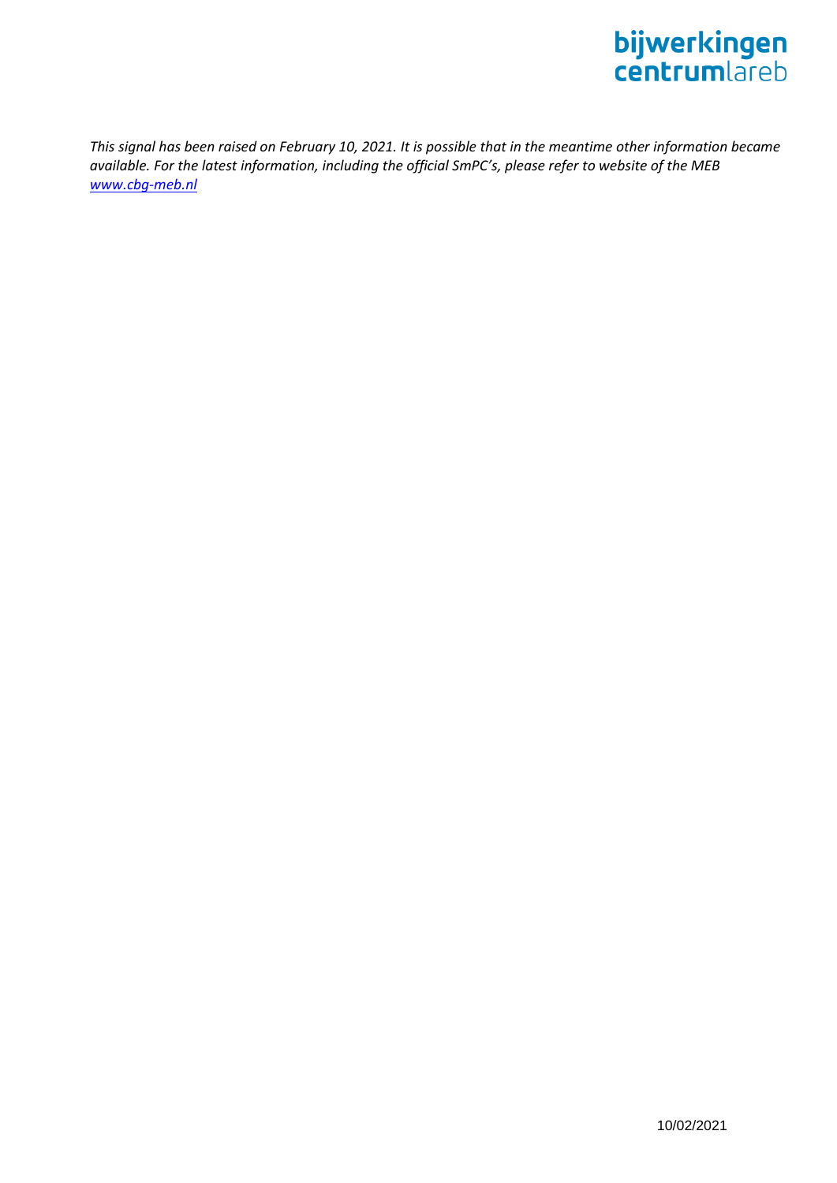*This signal has been raised on February 10, 2021. It is possible that in the meantime other information became available. For the latest information, including the official SmPC's, please refer to website of the MEB [www.cbg-meb.nl](http://www.cbg-meb.nl)*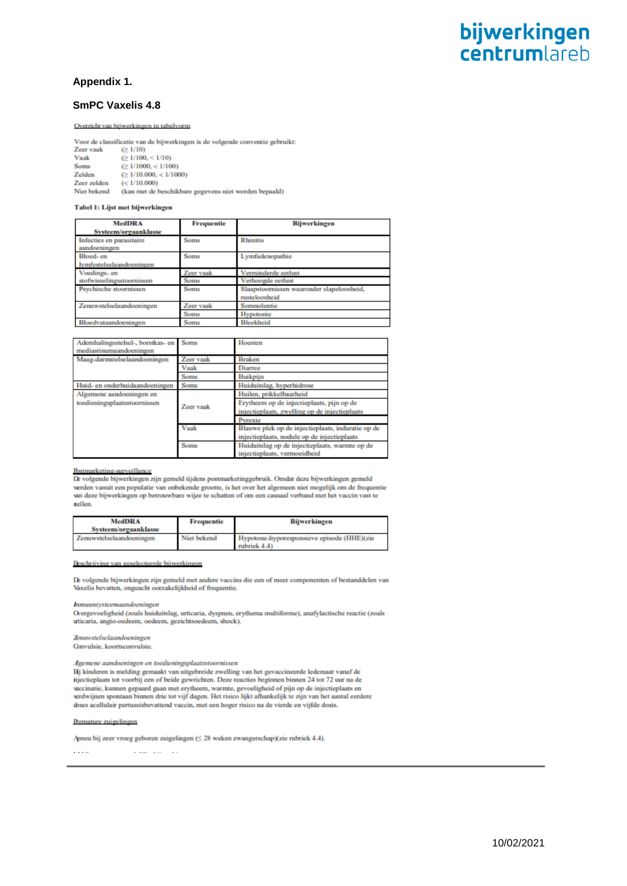**Appendix 1.**

**SmPC Vaxelis 4.8**

Overzicht van bijwerkingen in tabelvorm

Voor de classificatie van de bijwerkingen is de volgende conventie gebruikt:

| | |
|---|---|
| Zeer vaak | (≥ 1/10) |
| Vaak | (≥ 1/100, < 1/10) |
| Soms | (≥ 1/1000, < 1/100) |
| Zelden | (≥ 1/10.000, < 1/1000) |
| Zeer zelden | (< 1/10.000) |
| Niet bekend | (kan met de beschikbare gegevens niet worden bepaald) |

**Tabel 1: Lijst met bijwerkingen**

| MedDRA Systeem/orgaanklasse | Frequentie | Bijwerkingen |
|---|---|---|
| Infecties en parasitaire aandoeningen | Soms | Rhinitis |
| Bloed- en lymfestelselaandoeningen | Soms | Lymfadenopathie |
| Voedings- en stofwisselingsstoornissen | Zeer vaak | Verminderde eetlust |
| | Soms | Verhoogde eetlust |
| Psychische stoornissen | Soms | Slaapstoornissen waaronder slapeloosheid, rusteloosheid |
| Zenuwstelselaandoeningen | Zeer vaak | Somnolentie |
| | Soms | Hypotonie |
| Bloedvataandoeningen | Soms | Bleekheid |
| Ademhalingsstelsel-, borstkas- en mediastinumaandoeningen | Soms | Hoesten |
| Maag-darmstelselaandoeningen | Zeer vaak | Braken |
| | Vaak | Diarree |
| | Soms | Buikpijn |
| Huid- en onderhuidaandoeningen | Soms | Huiduitslag, hyperhidrose |
| Algemene aandoeningen en toedieningsplaatsstoornissen | Zeer vaak | Huilen, prikkelbaarheid |
| | | Erytheem op de injectieplaats, pijn op de injectieplaats, zwelling op de injectieplaats |
| | | Pyrexie |
| | Vaak | Blauwe plek op de injectieplaats, induratie op de injectieplaats, nodule op de injectieplaats |
| | Soms | Huiduitslag op de injectieplaats, warmte op de injectieplaats, vermoeidheid |

Postmarketing-surveillance

De volgende bijwerkingen zijn gemeld tijdens postmarketinggebruik. Omdat deze bijwerkingen gemeld werden vanuit een populatie van onbekende grootte, is het over het algemeen niet mogelijk om de frequentie van deze bijwerkingen op betrouwbare wijze te schatten of om een causaal verband met het vaccin vast te stellen.

| MedDRA Systeem/orgaanklasse | Frequentie | Bijwerkingen |
|---|---|---|
| Zenuwstelselaandoeningen | Niet bekend | Hypotone-hyporesponsieve episode (HHE)(zie rubriek 4.4) |

Beschrijving van geselecteerde bijwerkingen

De volgende bijwerkingen zijn gemeld met andere vaccins die een of meer componenten of bestanddelen van Vaxelis bevatten, ongeacht oorzakelijkheid of frequentie.

*Immuunsysteemaandoeningen*
Overgevoeligheid (zoals huiduitslag, urticaria, dyspneu, erythema multiforme), anafylactische reactie (zoals urticaria, angio-oedeem, oedeem, gezichtsoedeem, shock).

*Zenuwstelselaandoeningen*
Convulsie, koortsconvulsie.

*Algemene aandoeningen en toedieningsplaatsstoornissen*
Bij kinderen is melding gemaakt van uitgebreide zwelling van het gevaccineerde ledemaat vanaf de injectieplaats tot voorbij een of beide gewrichten. Deze reacties beginnen binnen 24 tot 72 uur na de vaccinatie, kunnen gepaard gaan met erytheem, warmte, gevoeligheid of pijn op de injectieplaats en verdwijnen spontaan binnen drie tot vijf dagen. Het risico lijkt afhankelijk te zijn van het aantal eerdere doses acellulair pertussisbevattend vaccin, met een hoger risico na de vierde en vijfde dosis.

Prematuur zuigelingen

Apneu bij zeer vroeg geboren zuigelingen (≤ 28 weken zwangerschap)(zie rubriek 4.4).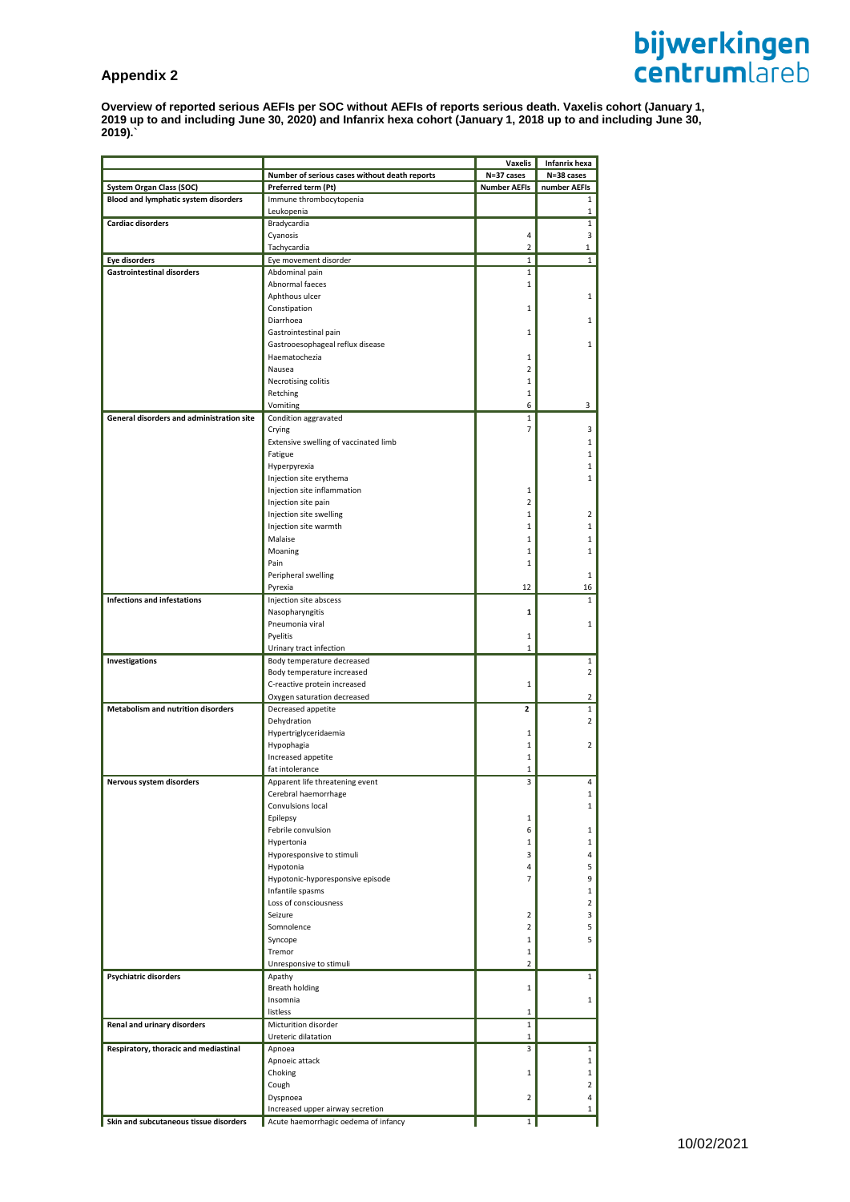# Appendix 2

**Overview of reported serious AEFIs per SOC without AEFIs of reports serious death. Vaxelis cohort (January 1, 2019 up to and including June 30, 2020) and Infanrix hexa cohort (January 1, 2018 up to and including June 30, 2019).`**

| | | Vaxelis | Infanrix hexa |
|---|---|---|---|
| | **Number of serious cases without death reports** | **N=37 cases** | **N=38 cases** |
| **System Organ Class (SOC)** | **Preferred term (Pt)** | **Number AEFIs** | **number AEFIs** |
| **Blood and lymphatic system disorders** | Immune thrombocytopenia | | 1 |
| | Leukopenia | | 1 |
| **Cardiac disorders** | Bradycardia | | 1 |
| | Cyanosis | 4 | 3 |
| | Tachycardia | 2 | 1 |
| **Eye disorders** | Eye movement disorder | 1 | 1 |
| **Gastrointestinal disorders** | Abdominal pain | 1 | |
| | Abnormal faeces | 1 | |
| | Aphthous ulcer | | 1 |
| | Constipation | 1 | |
| | Diarrhoea | | 1 |
| | Gastrointestinal pain | 1 | |
| | Gastrooesophageal reflux disease | | 1 |
| | Haematochezia | 1 | |
| | Nausea | 2 | |
| | Necrotising colitis | 1 | |
| | Retching | 1 | |
| | Vomiting | 6 | 3 |
| **General disorders and administration site** | Condition aggravated | 1 | |
| | Crying | 7 | 3 |
| | Extensive swelling of vaccinated limb | | 1 |
| | Fatigue | | 1 |
| | Hyperpyrexia | | 1 |
| | Injection site erythema | | 1 |
| | Injection site inflammation | 1 | |
| | Injection site pain | 2 | |
| | Injection site swelling | 1 | 2 |
| | Injection site warmth | 1 | 1 |
| | Malaise | 1 | 1 |
| | Moaning | 1 | 1 |
| | Pain | 1 | |
| | Peripheral swelling | | 1 |
| | Pyrexia | 12 | 16 |
| **Infections and infestations** | Injection site abscess | | 1 |
| | Nasopharyngitis | **1** | |
| | Pneumonia viral | | 1 |
| | Pyelitis | 1 | |
| | Urinary tract infection | 1 | |
| **Investigations** | Body temperature decreased | | 1 |
| | Body temperature increased | | 2 |
| | C-reactive protein increased | 1 | |
| | Oxygen saturation decreased | | 2 |
| **Metabolism and nutrition disorders** | Decreased appetite | **2** | 1 |
| | Dehydration | | 2 |
| | Hypertriglyceridaemia | 1 | |
| | Hypophagia | 1 | 2 |
| | Increased appetite | 1 | |
| | fat intolerance | 1 | |
| **Nervous system disorders** | Apparent life threatening event | 3 | 4 |
| | Cerebral haemorrhage | | 1 |
| | Convulsions local | | 1 |
| | Epilepsy | 1 | |
| | Febrile convulsion | 6 | 1 |
| | Hypertonia | 1 | 1 |
| | Hyporesponsive to stimuli | 3 | 4 |
| | Hypotonia | 4 | 5 |
| | Hypotonic-hyporesponsive episode | 7 | 9 |
| | Infantile spasms | | 1 |
| | Loss of consciousness | | 2 |
| | Seizure | 2 | 3 |
| | Somnolence | 2 | 5 |
| | Syncope | 1 | 5 |
| | Tremor | 1 | |
| | Unresponsive to stimuli | 2 | |
| **Psychiatric disorders** | Apathy | | 1 |
| | Breath holding | 1 | |
| | Insomnia | | 1 |
| | listless | 1 | |
| **Renal and urinary disorders** | Micturition disorder | 1 | |
| | Ureteric dilatation | 1 | |
| **Respiratory, thoracic and mediastinal** | Apnoea | 3 | 1 |
| | Apnoeic attack | | 1 |
| | Choking | 1 | 1 |
| | Cough | | 2 |
| | Dyspnoea | 2 | 4 |
| | Increased upper airway secretion | | 1 |
| **Skin and subcutaneous tissue disorders** | Acute haemorrhagic oedema of infancy | 1 | |

10/02/2021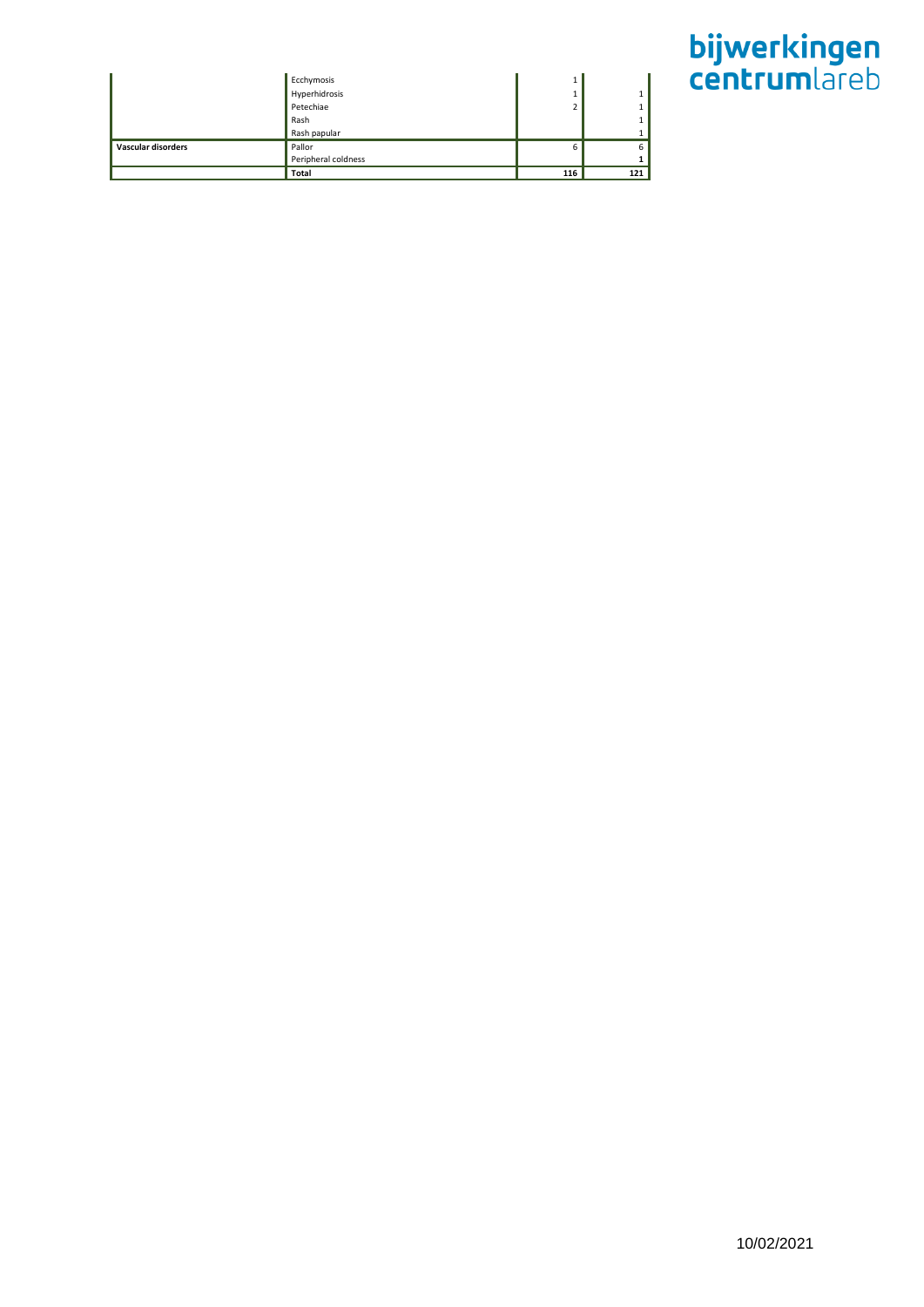| | | | |
|---|---|---|---|
| | Ecchymosis | 1 | |
| | Hyperhidrosis | 1 | 1 |
| | Petechiae | 2 | 1 |
| | Rash | | 1 |
| | Rash papular | | 1 |
| **Vascular disorders** | Pallor | 6 | 6 |
| | Peripheral coldness | | **1** |
| | **Total** | **116** | **121** |

10/02/2021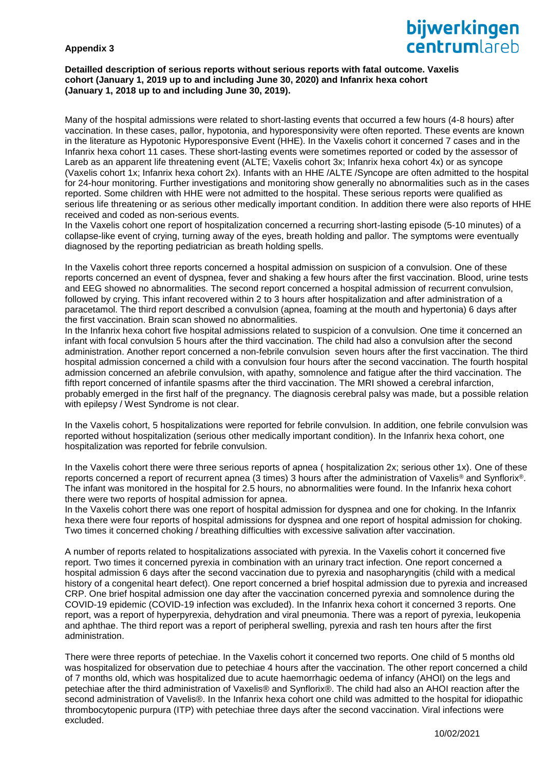**Appendix 3**

**Detailled description of serious reports without serious reports with fatal outcome. Vaxelis cohort (January 1, 2019 up to and including June 30, 2020) and Infanrix hexa cohort (January 1, 2018 up to and including June 30, 2019).**

Many of the hospital admissions were related to short-lasting events that occurred a few hours (4-8 hours) after vaccination. In these cases, pallor, hypotonia, and hyporesponsivity were often reported. These events are known in the literature as Hypotonic Hyporesponsive Event (HHE). In the Vaxelis cohort it concerned 7 cases and in the Infanrix hexa cohort 11 cases. These short-lasting events were sometimes reported or coded by the assessor of Lareb as an apparent life threatening event (ALTE; Vaxelis cohort 3x; Infanrix hexa cohort 4x) or as syncope (Vaxelis cohort 1x; Infanrix hexa cohort 2x). Infants with an HHE /ALTE /Syncope are often admitted to the hospital for 24-hour monitoring. Further investigations and monitoring show generally no abnormalities such as in the cases reported. Some children with HHE were not admitted to the hospital. These serious reports were qualified as serious life threatening or as serious other medically important condition. In addition there were also reports of HHE received and coded as non-serious events.
In the Vaxelis cohort one report of hospitalization concerned a recurring short-lasting episode (5-10 minutes) of a collapse-like event of crying, turning away of the eyes, breath holding and pallor. The symptoms were eventually diagnosed by the reporting pediatrician as breath holding spells.

In the Vaxelis cohort three reports concerned a hospital admission on suspicion of a convulsion. One of these reports concerned an event of dyspnea, fever and shaking a few hours after the first vaccination. Blood, urine tests and EEG showed no abnormalities. The second report concerned a hospital admission of recurrent convulsion, followed by crying. This infant recovered within 2 to 3 hours after hospitalization and after administration of a paracetamol. The third report described a convulsion (apnea, foaming at the mouth and hypertonia) 6 days after the first vaccination. Brain scan showed no abnormalities.
In the Infanrix hexa cohort five hospital admissions related to suspicion of a convulsion. One time it concerned an infant with focal convulsion 5 hours after the third vaccination. The child had also a convulsion after the second administration. Another report concerned a non-febrile convulsion seven hours after the first vaccination. The third hospital admission concerned a child with a convulsion four hours after the second vaccination. The fourth hospital admission concerned an afebrile convulsion, with apathy, somnolence and fatigue after the third vaccination. The fifth report concerned of infantile spasms after the third vaccination. The MRI showed a cerebral infarction, probably emerged in the first half of the pregnancy. The diagnosis cerebral palsy was made, but a possible relation with epilepsy / West Syndrome is not clear.

In the Vaxelis cohort, 5 hospitalizations were reported for febrile convulsion. In addition, one febrile convulsion was reported without hospitalization (serious other medically important condition). In the Infanrix hexa cohort, one hospitalization was reported for febrile convulsion.

In the Vaxelis cohort there were three serious reports of apnea ( hospitalization 2x; serious other 1x). One of these reports concerned a report of recurrent apnea (3 times) 3 hours after the administration of Vaxelis® and Synflorix®. The infant was monitored in the hospital for 2.5 hours, no abnormalities were found. In the Infanrix hexa cohort there were two reports of hospital admission for apnea.
In the Vaxelis cohort there was one report of hospital admission for dyspnea and one for choking. In the Infanrix hexa there were four reports of hospital admissions for dyspnea and one report of hospital admission for choking. Two times it concerned choking / breathing difficulties with excessive salivation after vaccination.

A number of reports related to hospitalizations associated with pyrexia. In the Vaxelis cohort it concerned five report. Two times it concerned pyrexia in combination with an urinary tract infection. One report concerned a hospital admission 6 days after the second vaccination due to pyrexia and nasopharyngitis (child with a medical history of a congenital heart defect). One report concerned a brief hospital admission due to pyrexia and increased CRP. One brief hospital admission one day after the vaccination concerned pyrexia and somnolence during the COVID-19 epidemic (COVID-19 infection was excluded). In the Infanrix hexa cohort it concerned 3 reports. One report, was a report of hyperpyrexia, dehydration and viral pneumonia. There was a report of pyrexia, leukopenia and aphthae. The third report was a report of peripheral swelling, pyrexia and rash ten hours after the first administration.

There were three reports of petechiae. In the Vaxelis cohort it concerned two reports. One child of 5 months old was hospitalized for observation due to petechiae 4 hours after the vaccination. The other report concerned a child of 7 months old, which was hospitalized due to acute haemorrhagic oedema of infancy (AHOI) on the legs and petechiae after the third administration of Vaxelis® and Synflorix®. The child had also an AHOI reaction after the second administration of Vavelis®. In the Infanrix hexa cohort one child was admitted to the hospital for idiopathic thrombocytopenic purpura (ITP) with petechiae three days after the second vaccination. Viral infections were excluded.

10/02/2021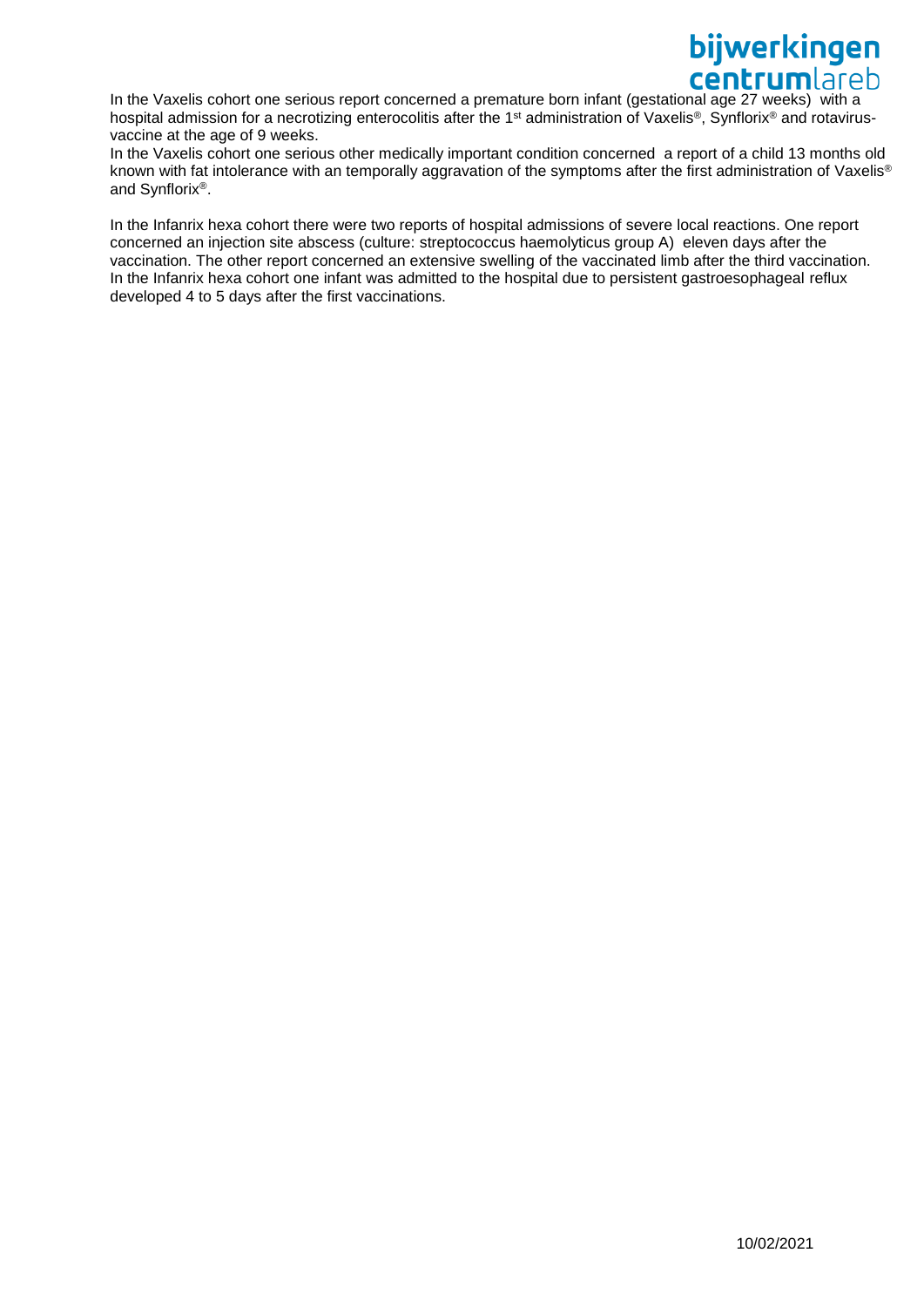In the Vaxelis cohort one serious report concerned a premature born infant (gestational age 27 weeks) with a hospital admission for a necrotizing enterocolitis after the 1st administration of Vaxelis®, Synflorix® and rotavirus-vaccine at the age of 9 weeks.
In the Vaxelis cohort one serious other medically important condition concerned a report of a child 13 months old known with fat intolerance with an temporally aggravation of the symptoms after the first administration of Vaxelis® and Synflorix®.

In the Infanrix hexa cohort there were two reports of hospital admissions of severe local reactions. One report concerned an injection site abscess (culture: streptococcus haemolyticus group A) eleven days after the vaccination. The other report concerned an extensive swelling of the vaccinated limb after the third vaccination.
In the Infanrix hexa cohort one infant was admitted to the hospital due to persistent gastroesophageal reflux developed 4 to 5 days after the first vaccinations.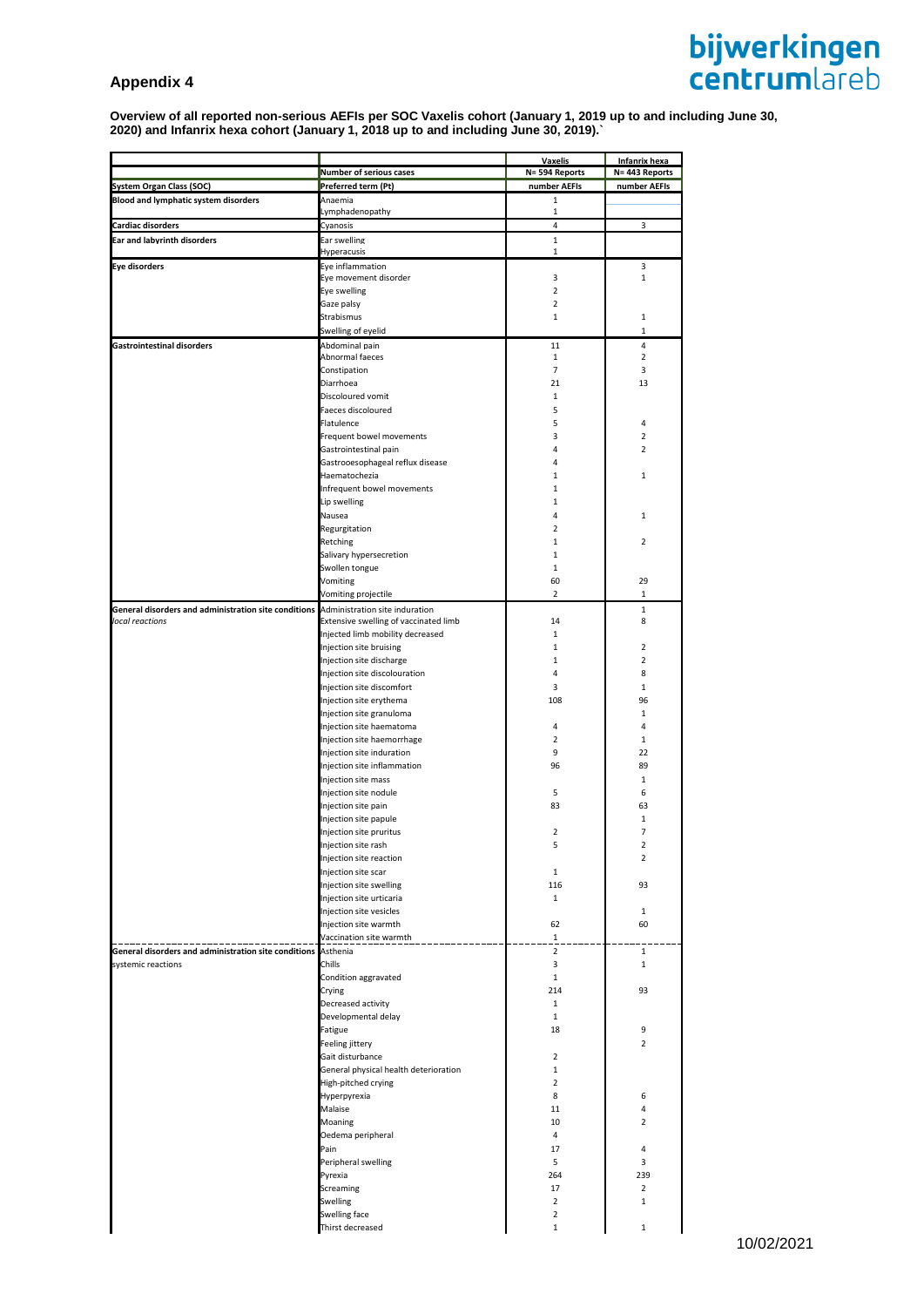## Appendix 4

**Overview of all reported non-serious AEFIs per SOC Vaxelis cohort (January 1, 2019 up to and including June 30, 2020) and Infanrix hexa cohort (January 1, 2018 up to and including June 30, 2019).`**

| | | Vaxelis | Infanrix hexa |
|---|---|---|---|
| | Number of serious cases | N= 594 Reports | N= 443 Reports |
| **System Organ Class (SOC)** | **Preferred term (Pt)** | **number AEFIs** | **number AEFIs** |
| **Blood and lymphatic system disorders** | Anaemia | 1 | |
| | Lymphadenopathy | 1 | |
| **Cardiac disorders** | Cyanosis | 4 | 3 |
| **Ear and labyrinth disorders** | Ear swelling | 1 | |
| | Hyperacusis | 1 | |
| **Eye disorders** | Eye inflammation | | 3 |
| | Eye movement disorder | 3 | 1 |
| | Eye swelling | 2 | |
| | Gaze palsy | 2 | |
| | Strabismus | 1 | 1 |
| | Swelling of eyelid | | 1 |
| **Gastrointestinal disorders** | Abdominal pain | 11 | 4 |
| | Abnormal faeces | 1 | 2 |
| | Constipation | 7 | 3 |
| | Diarrhoea | 21 | 13 |
| | Discoloured vomit | 1 | |
| | Faeces discoloured | 5 | |
| | Flatulence | 5 | 4 |
| | Frequent bowel movements | 3 | 2 |
| | Gastrointestinal pain | 4 | 2 |
| | Gastrooesophageal reflux disease | 4 | |
| | Haematochezia | 1 | 1 |
| | Infrequent bowel movements | 1 | |
| | Lip swelling | 1 | |
| | Nausea | 4 | 1 |
| | Regurgitation | 2 | |
| | Retching | 1 | 2 |
| | Salivary hypersecretion | 1 | |
| | Swollen tongue | 1 | |
| | Vomiting | 60 | 29 |
| | Vomiting projectile | 2 | 1 |
| **General disorders and administration site conditions** *local reactions* | Administration site induration | | 1 |
| | Extensive swelling of vaccinated limb | 14 | 8 |
| | Injected limb mobility decreased | 1 | |
| | Injection site bruising | 1 | 2 |
| | Injection site discharge | 1 | 2 |
| | Injection site discolouration | 4 | 8 |
| | Injection site discomfort | 3 | 1 |
| | Injection site erythema | 108 | 96 |
| | Injection site granuloma | | 1 |
| | Injection site haematoma | 4 | 4 |
| | Injection site haemorrhage | 2 | 1 |
| | Injection site induration | 9 | 22 |
| | Injection site inflammation | 96 | 89 |
| | Injection site mass | | 1 |
| | Injection site nodule | 5 | 6 |
| | Injection site pain | 83 | 63 |
| | Injection site papule | | 1 |
| | Injection site pruritus | 2 | 7 |
| | Injection site rash | 5 | 2 |
| | Injection site reaction | | 2 |
| | Injection site scar | 1 | |
| | Injection site swelling | 116 | 93 |
| | Injection site urticaria | 1 | |
| | Injection site vesicles | | 1 |
| | Injection site warmth | 62 | 60 |
| | Vaccination site warmth | 1 | |
| **General disorders and administration site conditions** systemic reactions | Asthenia | 2 | 1 |
| | Chills | 3 | 1 |
| | Condition aggravated | 1 | |
| | Crying | 214 | 93 |
| | Decreased activity | 1 | |
| | Developmental delay | 1 | |
| | Fatigue | 18 | 9 |
| | Feeling jittery | | 2 |
| | Gait disturbance | 2 | |
| | General physical health deterioration | 1 | |
| | High-pitched crying | 2 | |
| | Hyperpyrexia | 8 | 6 |
| | Malaise | 11 | 4 |
| | Moaning | 10 | 2 |
| | Oedema peripheral | 4 | |
| | Pain | 17 | 4 |
| | Peripheral swelling | 5 | 3 |
| | Pyrexia | 264 | 239 |
| | Screaming | 17 | 2 |
| | Swelling | 2 | 1 |
| | Swelling face | 2 | |
| | Thirst decreased | 1 | 1 |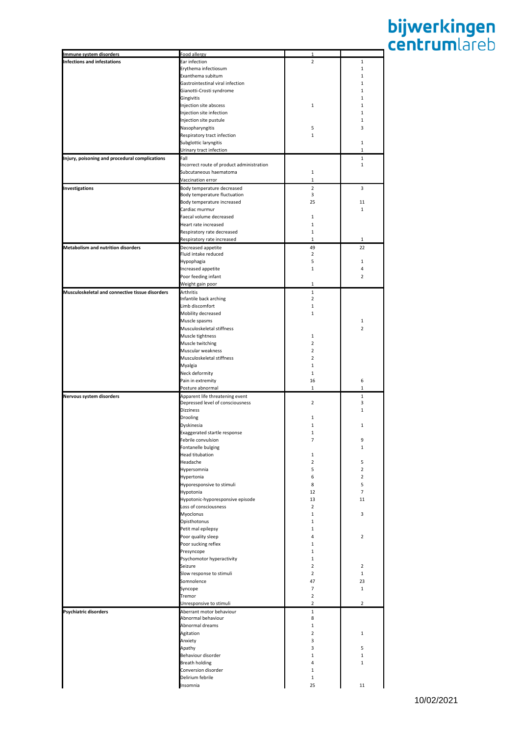| | | | |
|---|---|---|---|
| **Immune system disorders** | Food allergy | 1 | |
| **Infections and infestations** | Ear infection | 2 | 1 |
| | Erythema infectiosum | | 1 |
| | Exanthema subitum | | 1 |
| | Gastrointestinal viral infection | | 1 |
| | Gianotti-Crosti syndrome | | 1 |
| | Gingivitis | | 1 |
| | Injection site abscess | 1 | 1 |
| | Injection site infection | | 1 |
| | Injection site pustule | | 1 |
| | Nasopharyngitis | 5 | 3 |
| | Respiratory tract infection | 1 | |
| | Subglottic laryngitis | | 1 |
| | Urinary tract infection | | 1 |
| **Injury, poisoning and procedural complications** | Fall | | 1 |
| | Incorrect route of product administration | | 1 |
| | Subcutaneous haematoma | 1 | |
| | Vaccination error | 1 | |
| **Investigations** | Body temperature decreased | 2 | 3 |
| | Body temperature fluctuation | 3 | |
| | Body temperature increased | 25 | 11 |
| | Cardiac murmur | | 1 |
| | Faecal volume decreased | 1 | |
| | Heart rate increased | 1 | |
| | Respiratory rate decreased | 1 | |
| | Respiratory rate increased | 1 | 1 |
| **Metabolism and nutrition disorders** | Decreased appetite | 49 | 22 |
| | Fluid intake reduced | 2 | |
| | Hypophagia | 5 | 1 |
| | Increased appetite | 1 | 4 |
| | Poor feeding infant | | 2 |
| | Weight gain poor | 1 | |
| **Musculoskeletal and connective tissue disorders** | Arthritis | 1 | |
| | Infantile back arching | 2 | |
| | Limb discomfort | 1 | |
| | Mobility decreased | 1 | |
| | Muscle spasms | | 1 |
| | Musculoskeletal stiffness | | 2 |
| | Muscle tightness | 1 | |
| | Muscle twitching | 2 | |
| | Muscular weakness | 2 | |
| | Musculoskeletal stiffness | 2 | |
| | Myalgia | 1 | |
| | Neck deformity | 1 | |
| | Pain in extremity | 16 | 6 |
| | Posture abnormal | 1 | 1 |
| **Nervous system disorders** | Apparent life threatening event | | 1 |
| | Depressed level of consciousness | 2 | 3 |
| | Dizziness | | 1 |
| | Drooling | 1 | |
| | Dyskinesia | 1 | 1 |
| | Exaggerated startle response | 1 | |
| | Febrile convulsion | 7 | 9 |
| | Fontanelle bulging | | 1 |
| | Head titubation | 1 | |
| | Headache | 2 | 5 |
| | Hypersomnia | 5 | 2 |
| | Hypertonia | 6 | 2 |
| | Hyporesponsive to stimuli | 8 | 5 |
| | Hypotonia | 12 | 7 |
| | Hypotonic-hyporesponsive episode | 13 | 11 |
| | Loss of consciousness | 2 | |
| | Myoclonus | 1 | 3 |
| | Opisthotonus | 1 | |
| | Petit mal epilepsy | 1 | |
| | Poor quality sleep | 4 | 2 |
| | Poor sucking reflex | 1 | |
| | Presyncope | 1 | |
| | Psychomotor hyperactivity | 1 | |
| | Seizure | 2 | 2 |
| | Slow response to stimuli | 2 | 1 |
| | Somnolence | 47 | 23 |
| | Syncope | 7 | 1 |
| | Tremor | 2 | |
| | Unresponsive to stimuli | 2 | 2 |
| **Psychiatric disorders** | Aberrant motor behaviour | 1 | |
| | Abnormal behaviour | 8 | |
| | Abnormal dreams | 1 | |
| | Agitation | 2 | 1 |
| | Anxiety | 3 | |
| | Apathy | 3 | 5 |
| | Behaviour disorder | 1 | 1 |
| | Breath holding | 4 | 1 |
| | Conversion disorder | 1 | |
| | Delirium febrile | 1 | |
| | Insomnia | 25 | 11 |

10/02/2021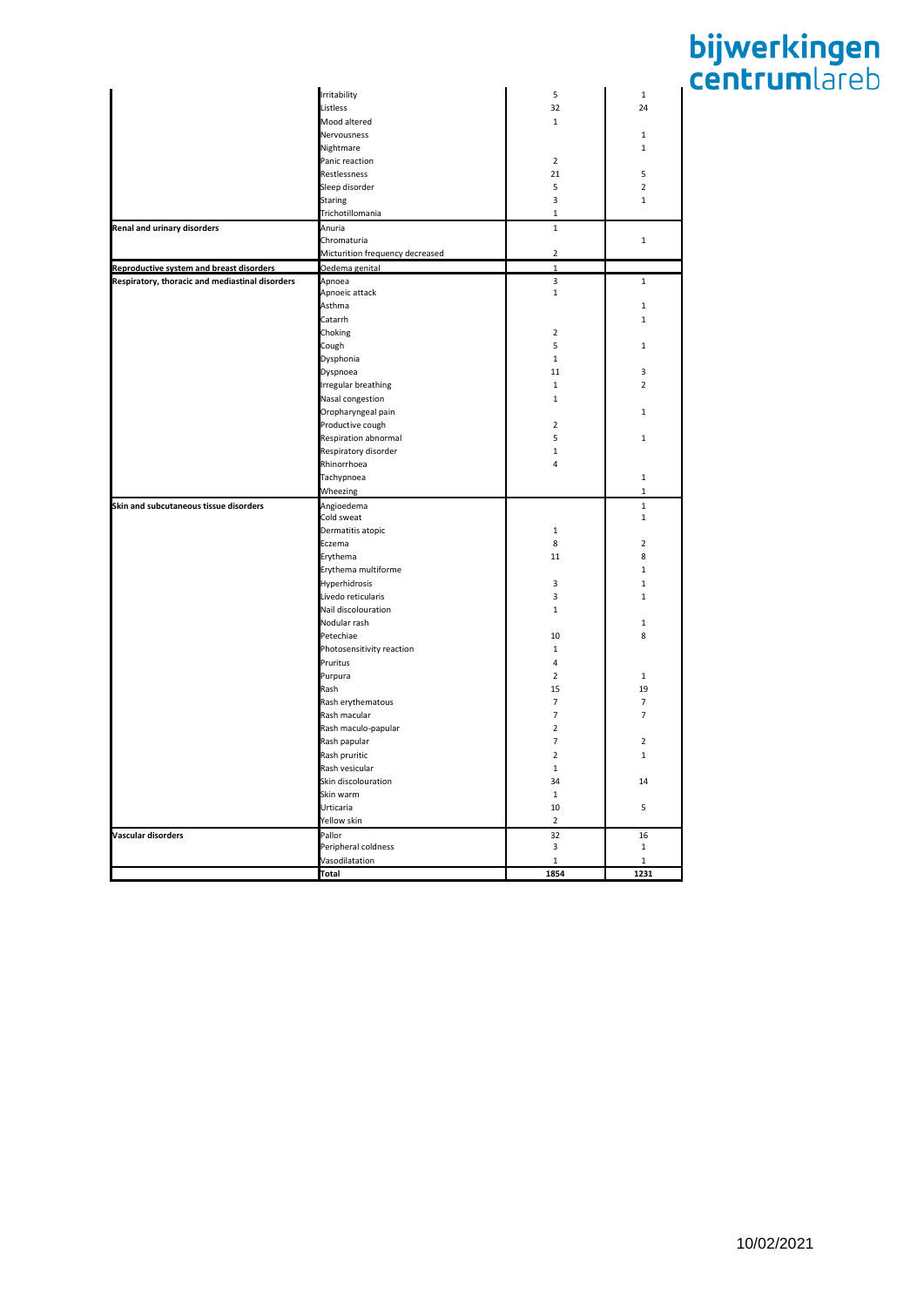| | | | |
|---|---|---|---|
| | Irritability | 5 | 1 |
| | Listless | 32 | 24 |
| | Mood altered | 1 | |
| | Nervousness | | 1 |
| | Nightmare | | 1 |
| | Panic reaction | 2 | |
| | Restlessness | 21 | 5 |
| | Sleep disorder | 5 | 2 |
| | Staring | 3 | 1 |
| | Trichotillomania | 1 | |
| **Renal and urinary disorders** | Anuria | 1 | |
| | Chromaturia | | 1 |
| | Micturition frequency decreased | 2 | |
| **Reproductive system and breast disorders** | Oedema genital | 1 | |
| **Respiratory, thoracic and mediastinal disorders** | Apnoea | 3 | 1 |
| | Apnoeic attack | 1 | |
| | Asthma | | 1 |
| | Catarrh | | 1 |
| | Choking | 2 | |
| | Cough | 5 | 1 |
| | Dysphonia | 1 | |
| | Dyspnoea | 11 | 3 |
| | Irregular breathing | 1 | 2 |
| | Nasal congestion | 1 | |
| | Oropharyngeal pain | | 1 |
| | Productive cough | 2 | |
| | Respiration abnormal | 5 | 1 |
| | Respiratory disorder | 1 | |
| | Rhinorrhoea | 4 | |
| | Tachypnoea | | 1 |
| | Wheezing | | 1 |
| **Skin and subcutaneous tissue disorders** | Angioedema | | 1 |
| | Cold sweat | | 1 |
| | Dermatitis atopic | 1 | |
| | Eczema | 8 | 2 |
| | Erythema | 11 | 8 |
| | Erythema multiforme | | 1 |
| | Hyperhidrosis | 3 | 1 |
| | Livedo reticularis | 3 | 1 |
| | Nail discolouration | 1 | |
| | Nodular rash | | 1 |
| | Petechiae | 10 | 8 |
| | Photosensitivity reaction | 1 | |
| | Pruritus | 4 | |
| | Purpura | 2 | 1 |
| | Rash | 15 | 19 |
| | Rash erythematous | 7 | 7 |
| | Rash macular | 7 | 7 |
| | Rash maculo-papular | 2 | |
| | Rash papular | 7 | 2 |
| | Rash pruritic | 2 | 1 |
| | Rash vesicular | 1 | |
| | Skin discolouration | 34 | 14 |
| | Skin warm | 1 | |
| | Urticaria | 10 | 5 |
| | Yellow skin | 2 | |
| **Vascular disorders** | Pallor | 32 | 16 |
| | Peripheral coldness | 3 | 1 |
| | Vasodilatation | 1 | 1 |
| | **Total** | **1854** | **1231** |

10/02/2021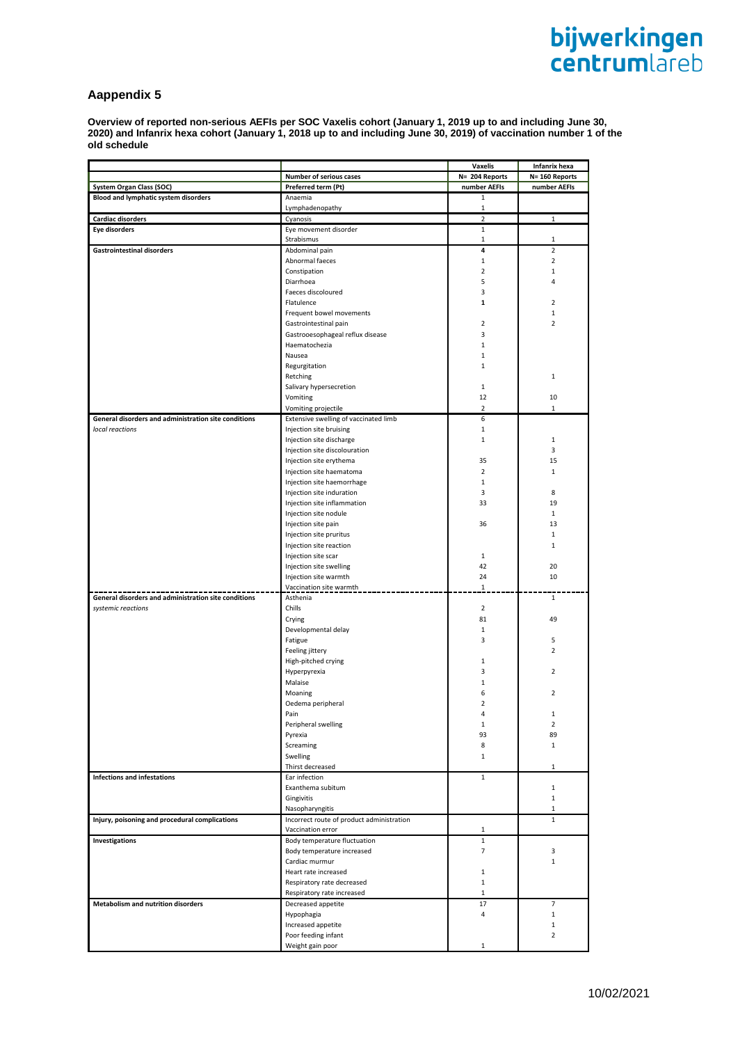## Aappendix 5

**Overview of reported non-serious AEFIs per SOC Vaxelis cohort (January 1, 2019 up to and including June 30, 2020) and Infanrix hexa cohort (January 1, 2018 up to and including June 30, 2019) of vaccination number 1 of the old schedule**

| | | Vaxelis | Infanrix hexa |
|---|---|---|---|
| | **Number of serious cases** | **N= 204 Reports** | **N= 160 Reports** |
| **System Organ Class (SOC)** | **Preferred term (Pt)** | **number AEFIs** | **number AEFIs** |
| **Blood and lymphatic system disorders** | Anaemia | 1 | |
| | Lymphadenopathy | 1 | |
| **Cardiac disorders** | Cyanosis | 2 | 1 |
| **Eye disorders** | Eye movement disorder | 1 | |
| | Strabismus | 1 | 1 |
| **Gastrointestinal disorders** | Abdominal pain | 4 | 2 |
| | Abnormal faeces | 1 | 2 |
| | Constipation | 2 | 1 |
| | Diarrhoea | 5 | 4 |
| | Faeces discoloured | 3 | |
| | Flatulence | 1 | 2 |
| | Frequent bowel movements | | 1 |
| | Gastrointestinal pain | 2 | 2 |
| | Gastrooesophageal reflux disease | 3 | |
| | Haematochezia | 1 | |
| | Nausea | 1 | |
| | Regurgitation | 1 | |
| | Retching | | 1 |
| | Salivary hypersecretion | 1 | |
| | Vomiting | 12 | 10 |
| | Vomiting projectile | 2 | 1 |
| **General disorders and administration site conditions** *local reactions* | Extensive swelling of vaccinated limb | 6 | |
| | Injection site bruising | 1 | |
| | Injection site discharge | 1 | 1 |
| | Injection site discolouration | | 3 |
| | Injection site erythema | 35 | 15 |
| | Injection site haematoma | 2 | 1 |
| | Injection site haemorrhage | 1 | |
| | Injection site induration | 3 | 8 |
| | Injection site inflammation | 33 | 19 |
| | Injection site nodule | | 1 |
| | Injection site pain | 36 | 13 |
| | Injection site pruritus | | 1 |
| | Injection site reaction | | 1 |
| | Injection site scar | 1 | |
| | Injection site swelling | 42 | 20 |
| | Injection site warmth | 24 | 10 |
| | Vaccination site warmth | 1 | |
| **General disorders and administration site conditions** *systemic reactions* | Asthenia | | 1 |
| | Chills | 2 | |
| | Crying | 81 | 49 |
| | Developmental delay | 1 | |
| | Fatigue | 3 | 5 |
| | Feeling jittery | | 2 |
| | High-pitched crying | 1 | |
| | Hyperpyrexia | 3 | 2 |
| | Malaise | 1 | |
| | Moaning | 6 | 2 |
| | Oedema peripheral | 2 | |
| | Pain | 4 | 1 |
| | Peripheral swelling | 1 | 2 |
| | Pyrexia | 93 | 89 |
| | Screaming | 8 | 1 |
| | Swelling | 1 | |
| | Thirst decreased | | 1 |
| **Infections and infestations** | Ear infection | 1 | |
| | Exanthema subitum | | 1 |
| | Gingivitis | | 1 |
| | Nasopharyngitis | | 1 |
| **Injury, poisoning and procedural complications** | Incorrect route of product administration | | 1 |
| | Vaccination error | 1 | |
| **Investigations** | Body temperature fluctuation | 1 | |
| | Body temperature increased | 7 | 3 |
| | Cardiac murmur | | 1 |
| | Heart rate increased | 1 | |
| | Respiratory rate decreased | 1 | |
| | Respiratory rate increased | 1 | |
| **Metabolism and nutrition disorders** | Decreased appetite | 17 | 7 |
| | Hypophagia | 4 | 1 |
| | Increased appetite | | 1 |
| | Poor feeding infant | | 2 |
| | Weight gain poor | 1 | |

10/02/2021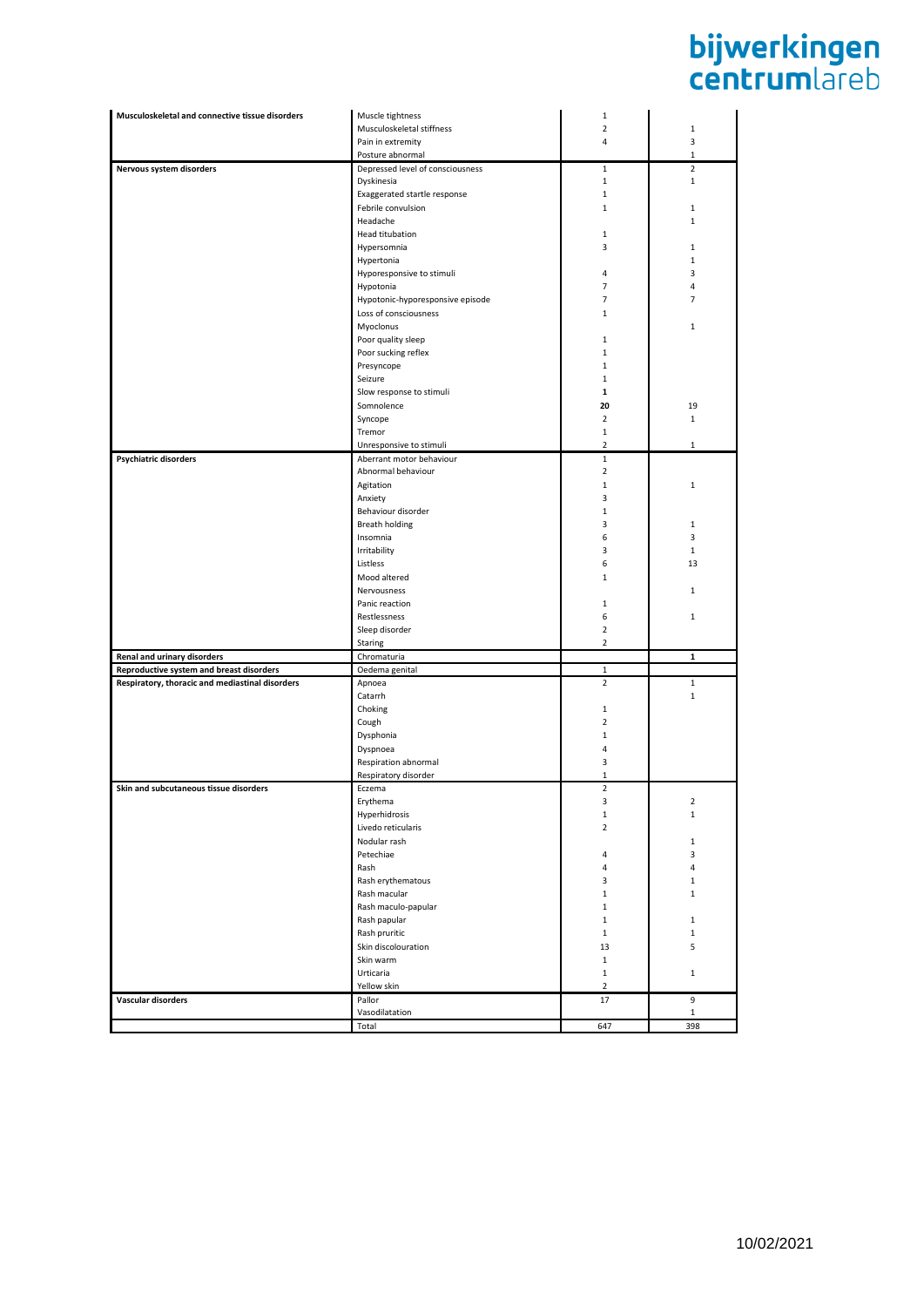| | | | |
|---|---|---|---|
| **Musculoskeletal and connective tissue disorders** | Muscle tightness | 1 | |
| | Musculoskeletal stiffness | 2 | 1 |
| | Pain in extremity | 4 | 3 |
| | Posture abnormal | | 1 |
| **Nervous system disorders** | Depressed level of consciousness | 1 | 2 |
| | Dyskinesia | 1 | 1 |
| | Exaggerated startle response | 1 | |
| | Febrile convulsion | 1 | 1 |
| | Headache | | 1 |
| | Head titubation | 1 | |
| | Hypersomnia | 3 | 1 |
| | Hypertonia | | 1 |
| | Hyporesponsive to stimuli | 4 | 3 |
| | Hypotonia | 7 | 4 |
| | Hypotonic-hyporesponsive episode | 7 | 7 |
| | Loss of consciousness | 1 | |
| | Myoclonus | | 1 |
| | Poor quality sleep | 1 | |
| | Poor sucking reflex | 1 | |
| | Presyncope | 1 | |
| | Seizure | 1 | |
| | Slow response to stimuli | **1** | |
| | Somnolence | **20** | 19 |
| | Syncope | 2 | 1 |
| | Tremor | 1 | |
| | Unresponsive to stimuli | 2 | 1 |
| **Psychiatric disorders** | Aberrant motor behaviour | 1 | |
| | Abnormal behaviour | 2 | |
| | Agitation | 1 | 1 |
| | Anxiety | 3 | |
| | Behaviour disorder | 1 | |
| | Breath holding | 3 | 1 |
| | Insomnia | 6 | 3 |
| | Irritability | 3 | 1 |
| | Listless | 6 | 13 |
| | Mood altered | 1 | |
| | Nervousness | | 1 |
| | Panic reaction | 1 | |
| | Restlessness | 6 | 1 |
| | Sleep disorder | 2 | |
| | Staring | 2 | |
| **Renal and urinary disorders** | Chromaturia | | **1** |
| **Reproductive system and breast disorders** | Oedema genital | 1 | |
| **Respiratory, thoracic and mediastinal disorders** | Apnoea | 2 | 1 |
| | Catarrh | | 1 |
| | Choking | 1 | |
| | Cough | 2 | |
| | Dysphonia | 1 | |
| | Dyspnoea | 4 | |
| | Respiration abnormal | 3 | |
| | Respiratory disorder | 1 | |
| **Skin and subcutaneous tissue disorders** | Eczema | 2 | |
| | Erythema | 3 | 2 |
| | Hyperhidrosis | 1 | 1 |
| | Livedo reticularis | 2 | |
| | Nodular rash | | 1 |
| | Petechiae | 4 | 3 |
| | Rash | 4 | 4 |
| | Rash erythematous | 3 | 1 |
| | Rash macular | 1 | 1 |
| | Rash maculo-papular | 1 | |
| | Rash papular | 1 | 1 |
| | Rash pruritic | 1 | 1 |
| | Skin discolouration | 13 | 5 |
| | Skin warm | 1 | |
| | Urticaria | 1 | 1 |
| | Yellow skin | 2 | |
| **Vascular disorders** | Pallor | 17 | 9 |
| | Vasodilatation | | 1 |
| | Total | 647 | 398 |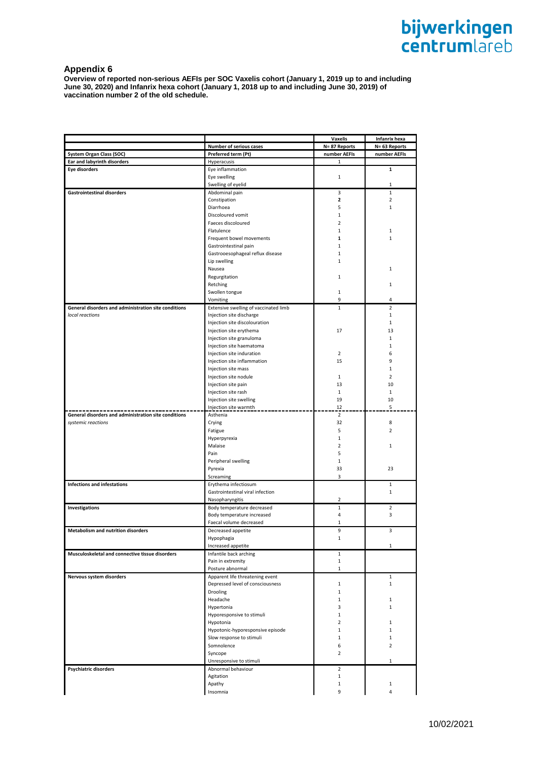## Appendix 6

**Overview of reported non-serious AEFIs per SOC Vaxelis cohort (January 1, 2019 up to and including June 30, 2020) and Infanrix hexa cohort (January 1, 2018 up to and including June 30, 2019) of vaccination number 2 of the old schedule.**

| | | Vaxelis | Infanrix hexa |
|---|---|---|---|
| | **Number of serious cases** | **N= 87 Reports** | **N= 63 Reports** |
| **System Organ Class (SOC)** | **Preferred term (Pt)** | **number AEFIs** | **number AEFIs** |
| **Ear and labyrinth disorders** | Hyperacusis | 1 | |
| **Eye disorders** | Eye inflammation | | **1** |
| | Eye swelling | 1 | |
| | Swelling of eyelid | | 1 |
| **Gastrointestinal disorders** | Abdominal pain | 3 | 1 |
| | Constipation | **2** | 2 |
| | Diarrhoea | 5 | 1 |
| | Discoloured vomit | 1 | |
| | Faeces discoloured | 2 | |
| | Flatulence | 1 | 1 |
| | Frequent bowel movements | **1** | 1 |
| | Gastrointestinal pain | 1 | |
| | Gastrooesophageal reflux disease | 1 | |
| | Lip swelling | 1 | |
| | Nausea | | 1 |
| | Regurgitation | 1 | |
| | Retching | | 1 |
| | Swollen tongue | 1 | |
| | Vomiting | 9 | 4 |
| **General disorders and administration site conditions** *local reactions* | Extensive swelling of vaccinated limb | 1 | 2 |
| | Injection site discharge | | 1 |
| | Injection site discolouration | | 1 |
| | Injection site erythema | 17 | 13 |
| | Injection site granuloma | | 1 |
| | Injection site haematoma | | 1 |
| | Injection site induration | 2 | 6 |
| | Injection site inflammation | 15 | 9 |
| | Injection site mass | | 1 |
| | Injection site nodule | 1 | 2 |
| | Injection site pain | 13 | 10 |
| | Injection site rash | 1 | 1 |
| | Injection site swelling | 19 | 10 |
| | Injection site warmth | 12 | 5 |
| **General disorders and administration site conditions** *systemic reactions* | Asthenia | 2 | |
| | Crying | 32 | 8 |
| | Fatigue | 5 | 2 |
| | Hyperpyrexia | 1 | |
| | Malaise | 2 | 1 |
| | Pain | 5 | |
| | Peripheral swelling | 1 | |
| | Pyrexia | 33 | 23 |
| | Screaming | 3 | |
| **Infections and infestations** | Erythema infectiosum | | 1 |
| | Gastrointestinal viral infection | | 1 |
| | Nasopharyngitis | 2 | |
| **Investigations** | Body temperature decreased | 1 | 2 |
| | Body temperature increased | 4 | 3 |
| | Faecal volume decreased | 1 | |
| **Metabolism and nutrition disorders** | Decreased appetite | 9 | 3 |
| | Hypophagia | 1 | |
| | Increased appetite | | 1 |
| **Musculoskeletal and connective tissue disorders** | Infantile back arching | 1 | |
| | Pain in extremity | 1 | |
| | Posture abnormal | 1 | |
| **Nervous system disorders** | Apparent life threatening event | | 1 |
| | Depressed level of consciousness | 1 | 1 |
| | Drooling | 1 | |
| | Headache | 1 | 1 |
| | Hypertonia | 3 | 1 |
| | Hyporesponsive to stimuli | 1 | |
| | Hypotonia | 2 | 1 |
| | Hypotonic-hyporesponsive episode | 1 | 1 |
| | Slow response to stimuli | 1 | 1 |
| | Somnolence | 6 | 2 |
| | Syncope | 2 | |
| | Unresponsive to stimuli | | 1 |
| **Psychiatric disorders** | Abnormal behaviour | 2 | |
| | Agitation | 1 | |
| | Apathy | 1 | 1 |
| | Insomnia | 9 | 4 |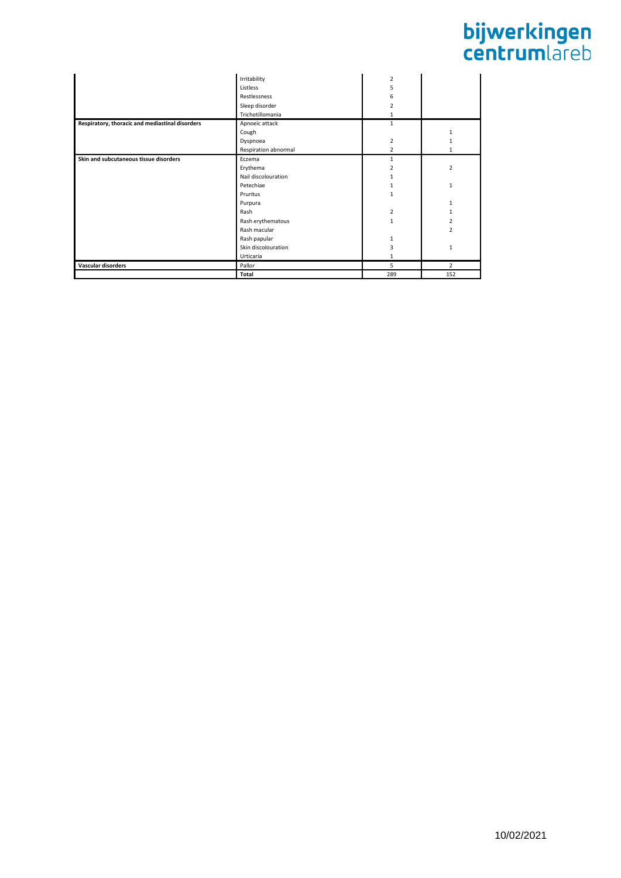| | Irritability | 2 | |
|---|---|---|---|
| | Listless | 5 | |
| | Restlessness | 6 | |
| | Sleep disorder | 2 | |
| | Trichotillomania | 1 | |
| **Respiratory, thoracic and mediastinal disorders** | Apnoeic attack | 1 | |
| | Cough | | 1 |
| | Dyspnoea | 2 | 1 |
| | Respiration abnormal | 2 | 1 |
| **Skin and subcutaneous tissue disorders** | Eczema | 1 | |
| | Erythema | 2 | 2 |
| | Nail discolouration | 1 | |
| | Petechiae | 1 | 1 |
| | Pruritus | 1 | |
| | Purpura | | 1 |
| | Rash | 2 | 1 |
| | Rash erythematous | 1 | 2 |
| | Rash macular | | 2 |
| | Rash papular | 1 | |
| | Skin discolouration | 3 | 1 |
| | Urticaria | 1 | |
| **Vascular disorders** | Pallor | 5 | 2 |
| | **Total** | 289 | 152 |

10/02/2021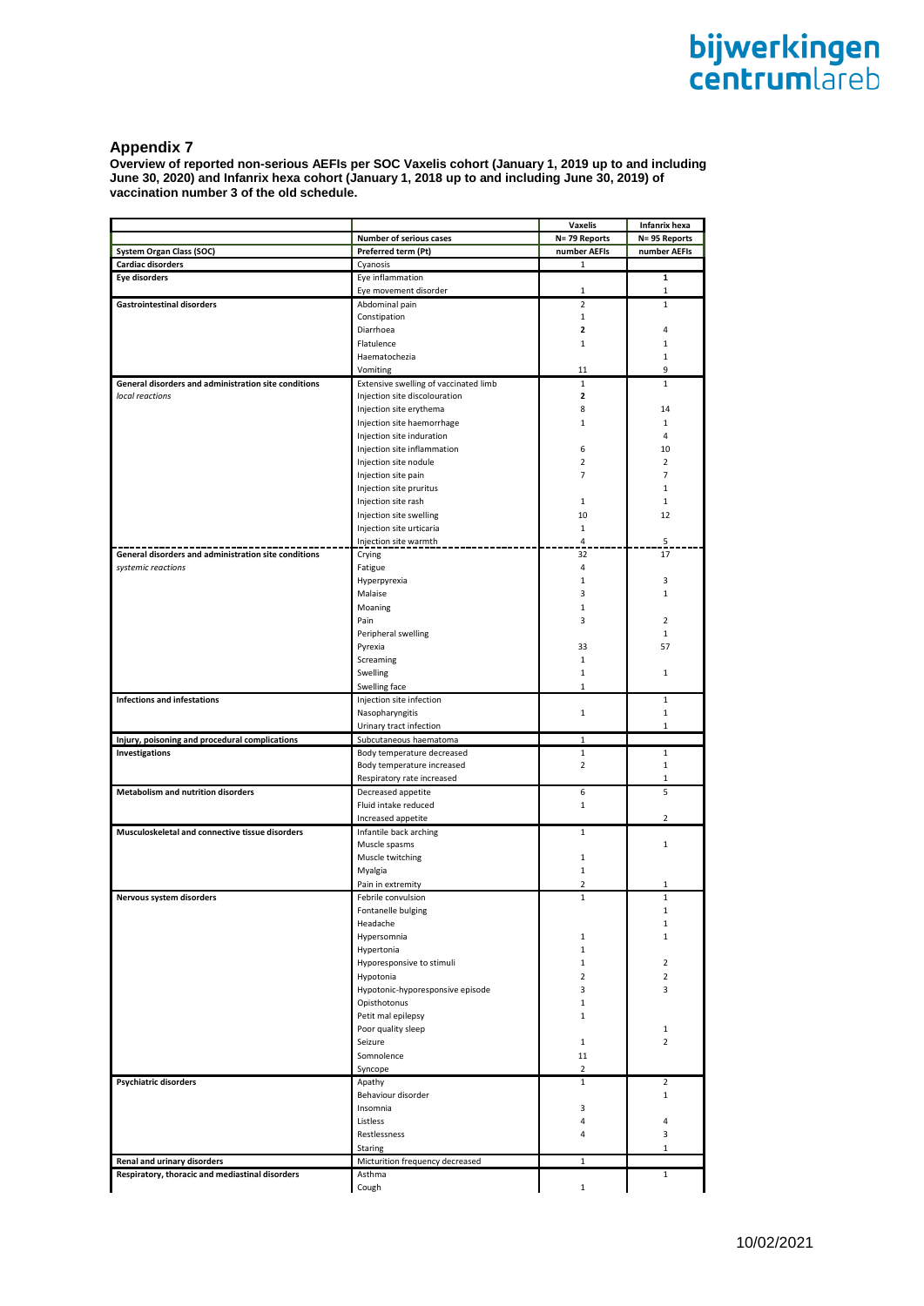## Appendix 7

**Overview of reported non-serious AEFIs per SOC Vaxelis cohort (January 1, 2019 up to and including June 30, 2020) and Infanrix hexa cohort (January 1, 2018 up to and including June 30, 2019) of vaccination number 3 of the old schedule.**

| | | Vaxelis | Infanrix hexa |
|---|---|---|---|
| | Number of serious cases | N= 79 Reports | N= 95 Reports |
| System Organ Class (SOC) | Preferred term (Pt) | number AEFIs | number AEFIs |
| **Cardiac disorders** | Cyanosis | 1 | |
| **Eye disorders** | Eye inflammation | | 1 |
| | Eye movement disorder | 1 | 1 |
| **Gastrointestinal disorders** | Abdominal pain | 2 | 1 |
| | Constipation | 1 | |
| | Diarrhoea | 2 | 4 |
| | Flatulence | 1 | 1 |
| | Haematochezia | | 1 |
| | Vomiting | 11 | 9 |
| **General disorders and administration site conditions** | Extensive swelling of vaccinated limb | 1 | 1 |
| *local reactions* | Injection site discolouration | 2 | |
| | Injection site erythema | 8 | 14 |
| | Injection site haemorrhage | 1 | 1 |
| | Injection site induration | | 4 |
| | Injection site inflammation | 6 | 10 |
| | Injection site nodule | 2 | 2 |
| | Injection site pain | 7 | 7 |
| | Injection site pruritus | | 1 |
| | Injection site rash | 1 | 1 |
| | Injection site swelling | 10 | 12 |
| | Injection site urticaria | 1 | |
| | Injection site warmth | 4 | 5 |
| **General disorders and administration site conditions** | Crying | 32 | 17 |
| *systemic reactions* | Fatigue | 4 | |
| | Hyperpyrexia | 1 | 3 |
| | Malaise | 3 | 1 |
| | Moaning | 1 | |
| | Pain | 3 | 2 |
| | Peripheral swelling | | 1 |
| | Pyrexia | 33 | 57 |
| | Screaming | 1 | |
| | Swelling | 1 | 1 |
| | Swelling face | 1 | |
| **Infections and infestations** | Injection site infection | | 1 |
| | Nasopharyngitis | 1 | 1 |
| | Urinary tract infection | | 1 |
| **Injury, poisoning and procedural complications** | Subcutaneous haematoma | 1 | |
| **Investigations** | Body temperature decreased | 1 | 1 |
| | Body temperature increased | 2 | 1 |
| | Respiratory rate increased | | 1 |
| **Metabolism and nutrition disorders** | Decreased appetite | 6 | 5 |
| | Fluid intake reduced | 1 | |
| | Increased appetite | | 2 |
| **Musculoskeletal and connective tissue disorders** | Infantile back arching | 1 | |
| | Muscle spasms | | 1 |
| | Muscle twitching | 1 | |
| | Myalgia | 1 | |
| | Pain in extremity | 2 | 1 |
| **Nervous system disorders** | Febrile convulsion | 1 | 1 |
| | Fontanelle bulging | | 1 |
| | Headache | | 1 |
| | Hypersomnia | 1 | 1 |
| | Hypertonia | 1 | |
| | Hyporesponsive to stimuli | 1 | 2 |
| | Hypotonia | 2 | 2 |
| | Hypotonic-hyporesponsive episode | 3 | 3 |
| | Opisthotonus | 1 | |
| | Petit mal epilepsy | 1 | |
| | Poor quality sleep | | 1 |
| | Seizure | 1 | 2 |
| | Somnolence | 11 | |
| | Syncope | 2 | |
| **Psychiatric disorders** | Apathy | 1 | 2 |
| | Behaviour disorder | | 1 |
| | Insomnia | 3 | |
| | Listless | 4 | 4 |
| | Restlessness | 4 | 3 |
| | Staring | | 1 |
| **Renal and urinary disorders** | Micturition frequency decreased | 1 | |
| **Respiratory, thoracic and mediastinal disorders** | Asthma | | 1 |
| | Cough | 1 | |

10/02/2021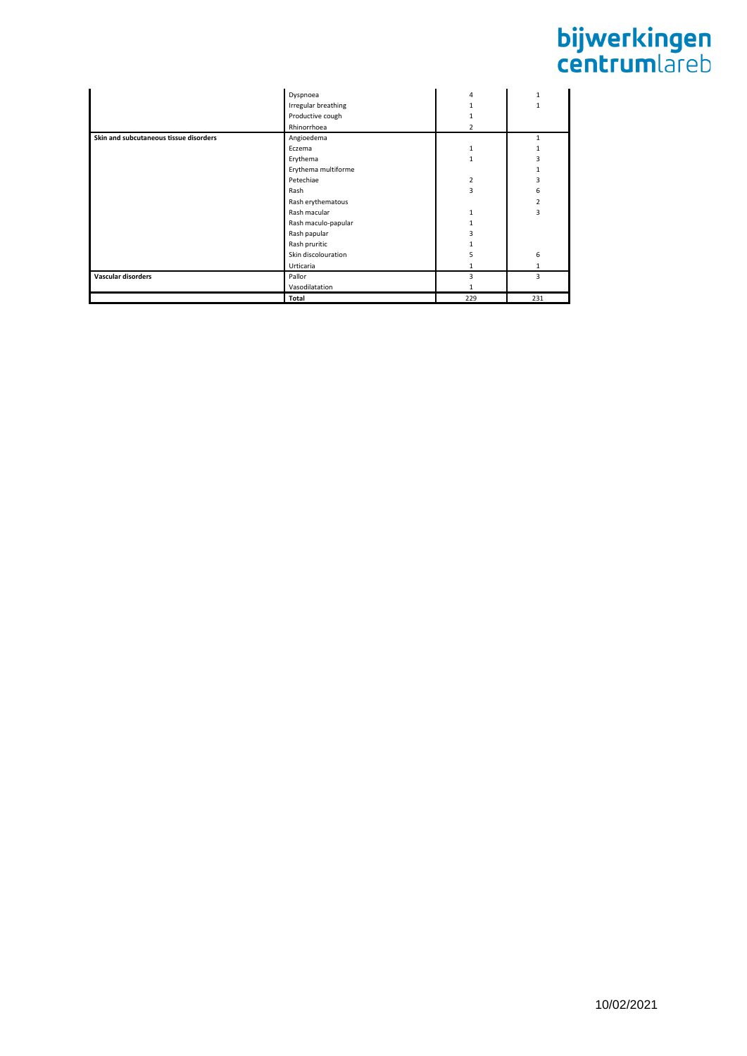| | | | |
|---|---|---|---|
| | Dyspnoea | 4 | 1 |
| | Irregular breathing | 1 | 1 |
| | Productive cough | 1 | |
| | Rhinorrhoea | 2 | |
| **Skin and subcutaneous tissue disorders** | Angioedema | | 1 |
| | Eczema | 1 | 1 |
| | Erythema | 1 | 3 |
| | Erythema multiforme | | 1 |
| | Petechiae | 2 | 3 |
| | Rash | 3 | 6 |
| | Rash erythematous | | 2 |
| | Rash macular | 1 | 3 |
| | Rash maculo-papular | 1 | |
| | Rash papular | 3 | |
| | Rash pruritic | 1 | |
| | Skin discolouration | 5 | 6 |
| | Urticaria | 1 | 1 |
| **Vascular disorders** | Pallor | 3 | 3 |
| | Vasodilatation | 1 | |
| | **Total** | 229 | 231 |

10/02/2021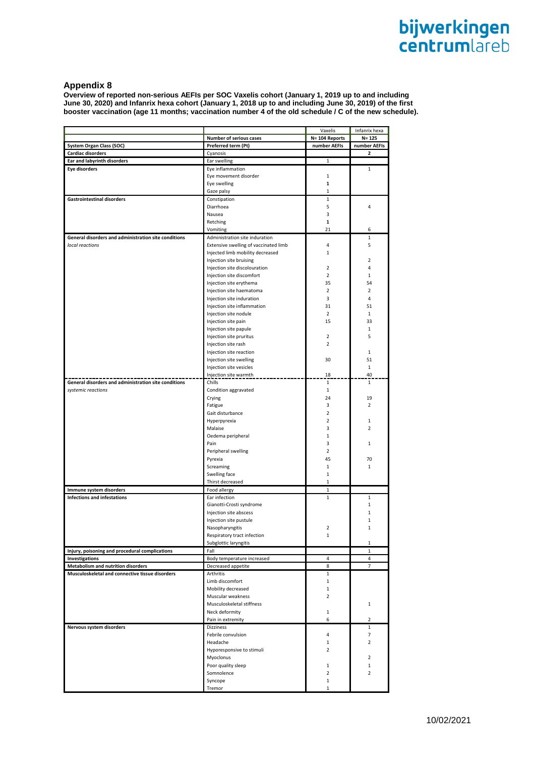## Appendix 8

**Overview of reported non-serious AEFIs per SOC Vaxelis cohort (January 1, 2019 up to and including June 30, 2020) and Infanrix hexa cohort (January 1, 2018 up to and including June 30, 2019) of the first booster vaccination (age 11 months; vaccination number 4 of the old schedule / C of the new schedule).**

| | | Vaxelis | Infanrix hexa |
|---|---|---|---|
| | **Number of serious cases** | **N= 104 Reports** | **N= 125** |
| **System Organ Class (SOC)** | **Preferred term (Pt)** | **number AEFIs** | **number AEFIs** |
| **Cardiac disorders** | Cyanosis | | 2 |
| **Ear and labyrinth disorders** | Ear swelling | 1 | |
| **Eye disorders** | Eye inflammation | | 1 |
| | Eye movement disorder | 1 | |
| | Eye swelling | 1 | |
| | Gaze palsy | 1 | |
| **Gastrointestinal disorders** | Constipation | 1 | |
| | Diarrhoea | 5 | 4 |
| | Nausea | 3 | |
| | Retching | 1 | |
| | Vomiting | 21 | 6 |
| **General disorders and administration site conditions** | Administration site induration | | 1 |
| *local reactions* | Extensive swelling of vaccinated limb | 4 | 5 |
| | Injected limb mobility decreased | 1 | |
| | Injection site bruising | | 2 |
| | Injection site discolouration | 2 | 4 |
| | Injection site discomfort | 2 | 1 |
| | Injection site erythema | 35 | 54 |
| | Injection site haematoma | 2 | 2 |
| | Injection site induration | 3 | 4 |
| | Injection site inflammation | 31 | 51 |
| | Injection site nodule | 2 | 1 |
| | Injection site pain | 15 | 33 |
| | Injection site papule | | 1 |
| | Injection site pruritus | 2 | 5 |
| | Injection site rash | 2 | |
| | Injection site reaction | | 1 |
| | Injection site swelling | 30 | 51 |
| | Injection site vesicles | | 1 |
| | Injection site warmth | 18 | 40 |
| **General disorders and administration site conditions** | Chills | 1 | 1 |
| *systemic reactions* | Condition aggravated | 1 | |
| | Crying | 24 | 19 |
| | Fatigue | 3 | 2 |
| | Gait disturbance | 2 | |
| | Hyperpyrexia | 2 | 1 |
| | Malaise | 3 | 2 |
| | Oedema peripheral | 1 | |
| | Pain | 3 | 1 |
| | Peripheral swelling | 2 | |
| | Pyrexia | 45 | 70 |
| | Screaming | 1 | 1 |
| | Swelling face | 1 | |
| | Thirst decreased | 1 | |
| **Immune system disorders** | Food allergy | 1 | |
| **Infections and infestations** | Ear infection | 1 | 1 |
| | Gianotti-Crosti syndrome | | 1 |
| | Injection site abscess | | 1 |
| | Injection site pustule | | 1 |
| | Nasopharyngitis | 2 | 1 |
| | Respiratory tract infection | 1 | |
| | Subglottic laryngitis | | 1 |
| **Injury, poisoning and procedural complications** | Fall | | 1 |
| **Investigations** | Body temperature increased | 4 | 4 |
| **Metabolism and nutrition disorders** | Decreased appetite | 8 | 7 |
| **Musculoskeletal and connective tissue disorders** | Arthritis | 1 | |
| | Limb discomfort | 1 | |
| | Mobility decreased | 1 | |
| | Muscular weakness | 2 | |
| | Musculoskeletal stiffness | | 1 |
| | Neck deformity | 1 | |
| | Pain in extremity | 6 | 2 |
| **Nervous system disorders** | Dizziness | | 1 |
| | Febrile convulsion | 4 | 7 |
| | Headache | 1 | 2 |
| | Hyporesponsive to stimuli | 2 | |
| | Myoclonus | | 2 |
| | Poor quality sleep | 1 | 1 |
| | Somnolence | 2 | 2 |
| | Syncope | 1 | |
| | Tremor | 1 | |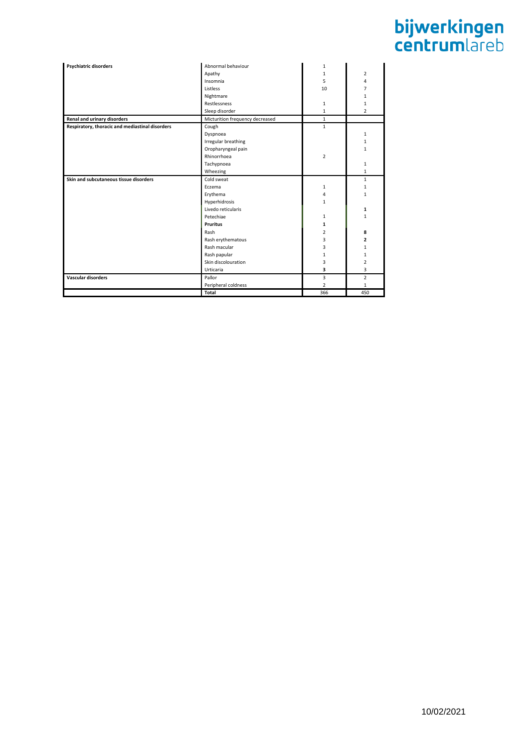| | | | |
|---|---|---|---|
| **Psychiatric disorders** | Abnormal behaviour | 1 | |
| | Apathy | 1 | 2 |
| | Insomnia | 5 | 4 |
| | Listless | 10 | 7 |
| | Nightmare | | 1 |
| | Restlessness | 1 | 1 |
| | Sleep disorder | 1 | 2 |
| **Renal and urinary disorders** | Micturition frequency decreased | 1 | |
| **Respiratory, thoracic and mediastinal disorders** | Cough | 1 | |
| | Dyspnoea | | 1 |
| | Irregular breathing | | 1 |
| | Oropharyngeal pain | | 1 |
| | Rhinorrhoea | 2 | |
| | Tachypnoea | | 1 |
| | Wheezing | | 1 |
| **Skin and subcutaneous tissue disorders** | Cold sweat | | 1 |
| | Eczema | 1 | 1 |
| | Erythema | 4 | 1 |
| | Hyperhidrosis | 1 | |
| | Livedo reticularis | | **1** |
| | Petechiae | 1 | 1 |
| | **Pruritus** | **1** | |
| | Rash | 2 | **8** |
| | Rash erythematous | 3 | **2** |
| | Rash macular | 3 | 1 |
| | Rash papular | 1 | 1 |
| | Skin discolouration | 3 | 2 |
| | Urticaria | **3** | 3 |
| **Vascular disorders** | Pallor | 3 | 2 |
| | Peripheral coldness | 2 | 1 |
| | **Total** | 366 | 450 |

10/02/2021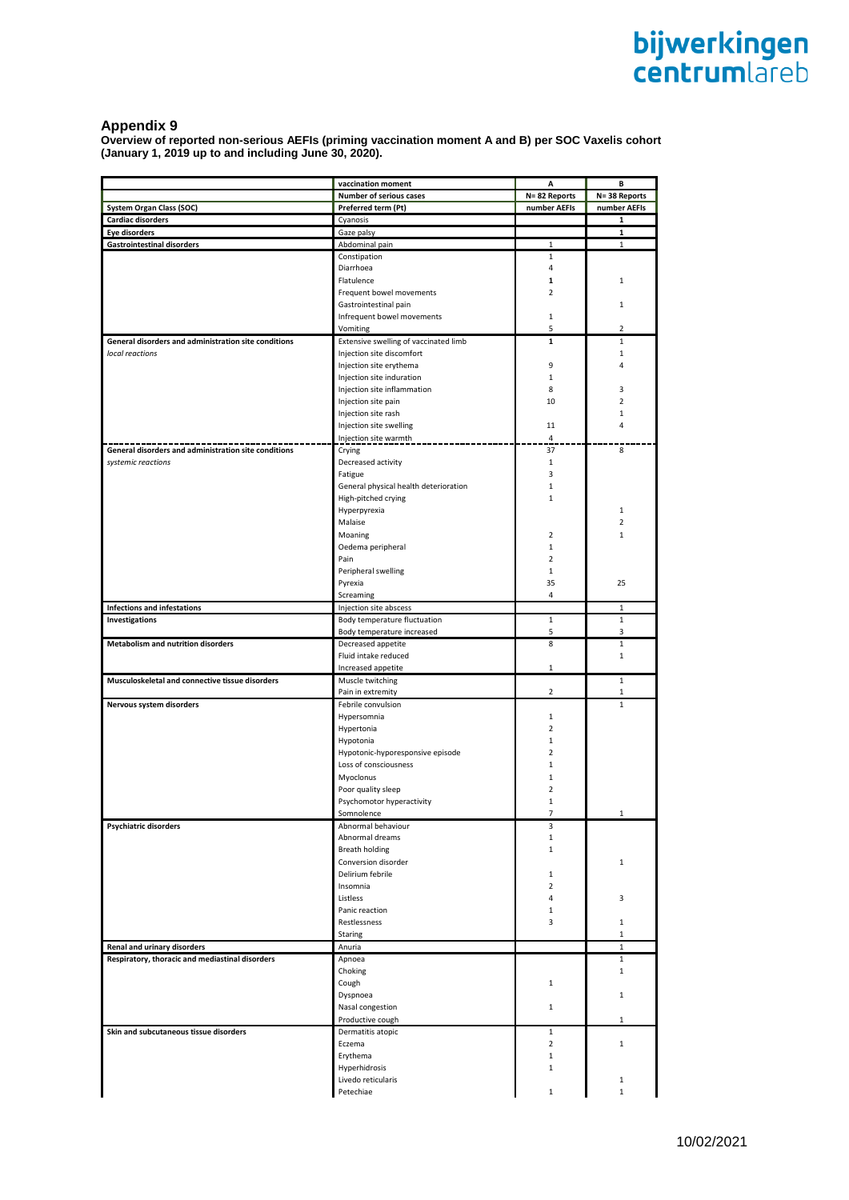## Appendix 9

**Overview of reported non-serious AEFIs (priming vaccination moment A and B) per SOC Vaxelis cohort (January 1, 2019 up to and including June 30, 2020).**

| | vaccination moment | A | B |
|---|---|---|---|
| | Number of serious cases | N= 82 Reports | N= 38 Reports |
| System Organ Class (SOC) | Preferred term (Pt) | number AEFIs | number AEFIs |
| Cardiac disorders | Cyanosis | | 1 |
| Eye disorders | Gaze palsy | | 1 |
| Gastrointestinal disorders | Abdominal pain | 1 | 1 |
| | Constipation | 1 | |
| | Diarrhoea | 4 | |
| | Flatulence | 1 | 1 |
| | Frequent bowel movements | 2 | |
| | Gastrointestinal pain | | 1 |
| | Infrequent bowel movements | 1 | |
| | Vomiting | 5 | 2 |
| General disorders and administration site conditions | Extensive swelling of vaccinated limb | 1 | 1 |
| *local reactions* | Injection site discomfort | | 1 |
| | Injection site erythema | 9 | 4 |
| | Injection site induration | 1 | |
| | Injection site inflammation | 8 | 3 |
| | Injection site pain | 10 | 2 |
| | Injection site rash | | 1 |
| | Injection site swelling | 11 | 4 |
| | Injection site warmth | 4 | |
| General disorders and administration site conditions | Crying | 37 | 8 |
| *systemic reactions* | Decreased activity | 1 | |
| | Fatigue | 3 | |
| | General physical health deterioration | 1 | |
| | High-pitched crying | 1 | |
| | Hyperpyrexia | | 1 |
| | Malaise | | 2 |
| | Moaning | 2 | 1 |
| | Oedema peripheral | 1 | |
| | Pain | 2 | |
| | Peripheral swelling | 1 | |
| | Pyrexia | 35 | 25 |
| | Screaming | 4 | |
| Infections and infestations | Injection site abscess | | 1 |
| Investigations | Body temperature fluctuation | 1 | 1 |
| | Body temperature increased | 5 | 3 |
| Metabolism and nutrition disorders | Decreased appetite | 8 | 1 |
| | Fluid intake reduced | | 1 |
| | Increased appetite | 1 | |
| Musculoskeletal and connective tissue disorders | Muscle twitching | | 1 |
| | Pain in extremity | 2 | 1 |
| Nervous system disorders | Febrile convulsion | | 1 |
| | Hypersomnia | 1 | |
| | Hypertonia | 2 | |
| | Hypotonia | 1 | |
| | Hypotonic-hyporesponsive episode | 2 | |
| | Loss of consciousness | 1 | |
| | Myoclonus | 1 | |
| | Poor quality sleep | 2 | |
| | Psychomotor hyperactivity | 1 | |
| | Somnolence | 7 | 1 |
| Psychiatric disorders | Abnormal behaviour | 3 | |
| | Abnormal dreams | 1 | |
| | Breath holding | 1 | |
| | Conversion disorder | | 1 |
| | Delirium febrile | 1 | |
| | Insomnia | 2 | |
| | Listless | 4 | 3 |
| | Panic reaction | 1 | |
| | Restlessness | 3 | 1 |
| | Staring | | 1 |
| Renal and urinary disorders | Anuria | | 1 |
| Respiratory, thoracic and mediastinal disorders | Apnoea | | 1 |
| | Choking | | 1 |
| | Cough | 1 | |
| | Dyspnoea | | 1 |
| | Nasal congestion | 1 | |
| | Productive cough | | 1 |
| Skin and subcutaneous tissue disorders | Dermatitis atopic | 1 | |
| | Eczema | 2 | 1 |
| | Erythema | 1 | |
| | Hyperhidrosis | 1 | |
| | Livedo reticularis | | 1 |
| | Petechiae | 1 | 1 |

10/02/2021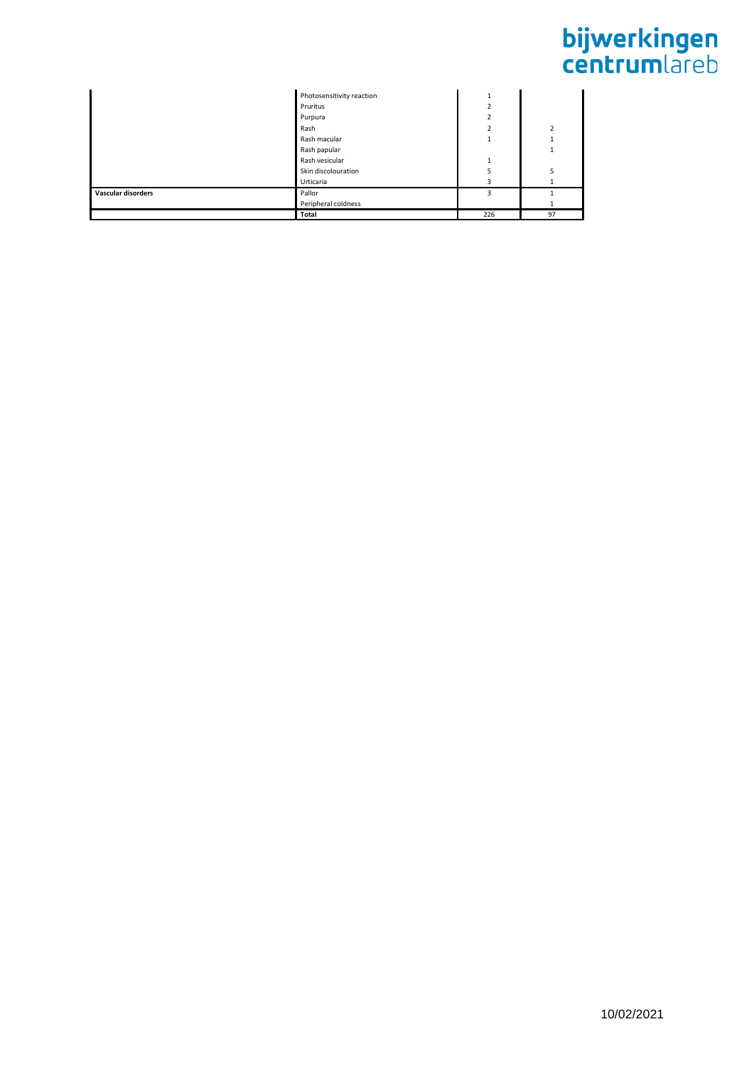| | | | |
|---|---|---|---|
| | Photosensitivity reaction | 1 | |
| | Pruritus | 2 | |
| | Purpura | 2 | |
| | Rash | 2 | 2 |
| | Rash macular | 1 | 1 |
| | Rash papular | | 1 |
| | Rash vesicular | 1 | |
| | Skin discolouration | 5 | 5 |
| | Urticaria | 3 | 1 |
| **Vascular disorders** | Pallor | 3 | 1 |
| | Peripheral coldness | | 1 |
| | **Total** | 226 | 97 |

10/02/2021